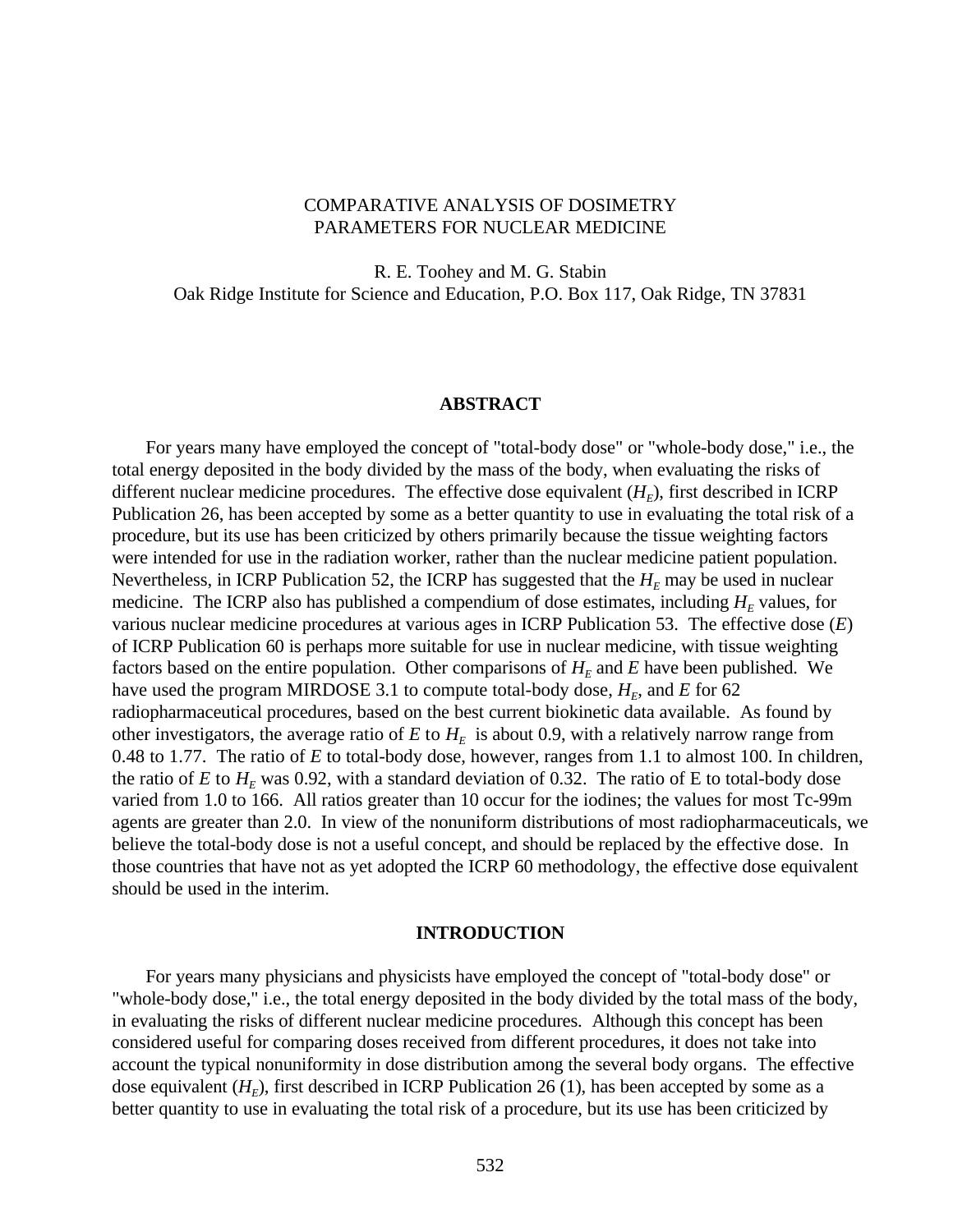# COMPARATIVE ANALYSIS OF DOSIMETRY PARAMETERS FOR NUCLEAR MEDICINE

R. E. Toohey and M. G. Stabin
Oak Ridge Institute for Science and Education, P.O. Box 117, Oak Ridge, TN 37831

## ABSTRACT

For years many have employed the concept of "total-body dose" or "whole-body dose," i.e., the total energy deposited in the body divided by the mass of the body, when evaluating the risks of different nuclear medicine procedures. The effective dose equivalent ($H_E$), first described in ICRP Publication 26, has been accepted by some as a better quantity to use in evaluating the total risk of a procedure, but its use has been criticized by others primarily because the tissue weighting factors were intended for use in the radiation worker, rather than the nuclear medicine patient population. Nevertheless, in ICRP Publication 52, the ICRP has suggested that the $H_E$ may be used in nuclear medicine. The ICRP also has published a compendium of dose estimates, including $H_E$ values, for various nuclear medicine procedures at various ages in ICRP Publication 53. The effective dose ($E$) of ICRP Publication 60 is perhaps more suitable for use in nuclear medicine, with tissue weighting factors based on the entire population. Other comparisons of $H_E$ and $E$ have been published. We have used the program MIRDOSE 3.1 to compute total-body dose, $H_E$, and $E$ for 62 radiopharmaceutical procedures, based on the best current biokinetic data available. As found by other investigators, the average ratio of $E$ to $H_E$ is about 0.9, with a relatively narrow range from 0.48 to 1.77. The ratio of $E$ to total-body dose, however, ranges from 1.1 to almost 100. In children, the ratio of $E$ to $H_E$ was 0.92, with a standard deviation of 0.32. The ratio of E to total-body dose varied from 1.0 to 166. All ratios greater than 10 occur for the iodines; the values for most Tc-99m agents are greater than 2.0. In view of the nonuniform distributions of most radiopharmaceuticals, we believe the total-body dose is not a useful concept, and should be replaced by the effective dose. In those countries that have not as yet adopted the ICRP 60 methodology, the effective dose equivalent should be used in the interim.

## INTRODUCTION

For years many physicians and physicists have employed the concept of "total-body dose" or "whole-body dose," i.e., the total energy deposited in the body divided by the total mass of the body, in evaluating the risks of different nuclear medicine procedures. Although this concept has been considered useful for comparing doses received from different procedures, it does not take into account the typical nonuniformity in dose distribution among the several body organs. The effective dose equivalent ($H_E$), first described in ICRP Publication 26 (1), has been accepted by some as a better quantity to use in evaluating the total risk of a procedure, but its use has been criticized by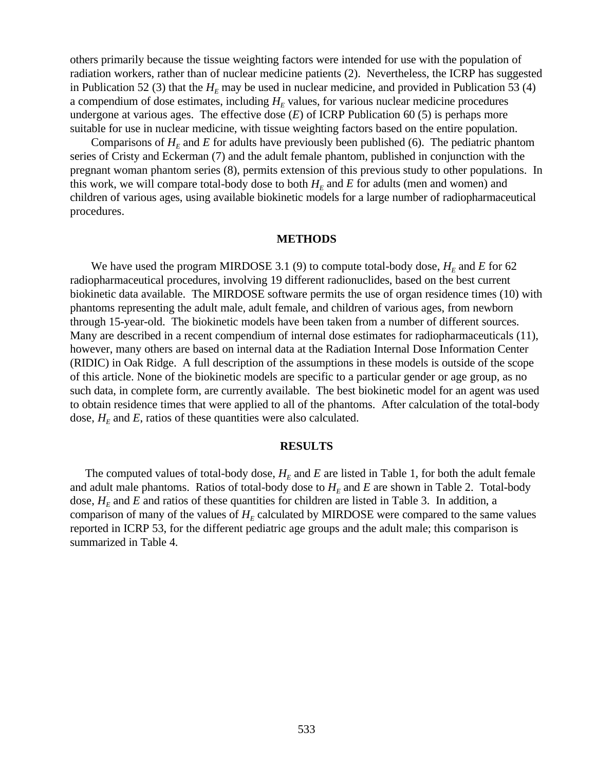others primarily because the tissue weighting factors were intended for use with the population of radiation workers, rather than of nuclear medicine patients (2). Nevertheless, the ICRP has suggested in Publication 52 (3) that the $H_E$ may be used in nuclear medicine, and provided in Publication 53 (4) a compendium of dose estimates, including $H_E$ values, for various nuclear medicine procedures undergone at various ages. The effective dose ($E$) of ICRP Publication 60 (5) is perhaps more suitable for use in nuclear medicine, with tissue weighting factors based on the entire population.

Comparisons of $H_E$ and $E$ for adults have previously been published (6). The pediatric phantom series of Cristy and Eckerman (7) and the adult female phantom, published in conjunction with the pregnant woman phantom series (8), permits extension of this previous study to other populations. In this work, we will compare total-body dose to both $H_E$ and $E$ for adults (men and women) and children of various ages, using available biokinetic models for a large number of radiopharmaceutical procedures.

## METHODS

We have used the program MIRDOSE 3.1 (9) to compute total-body dose, $H_E$ and $E$ for 62 radiopharmaceutical procedures, involving 19 different radionuclides, based on the best current biokinetic data available. The MIRDOSE software permits the use of organ residence times (10) with phantoms representing the adult male, adult female, and children of various ages, from newborn through 15-year-old. The biokinetic models have been taken from a number of different sources. Many are described in a recent compendium of internal dose estimates for radiopharmaceuticals (11), however, many others are based on internal data at the Radiation Internal Dose Information Center (RIDIC) in Oak Ridge. A full description of the assumptions in these models is outside of the scope of this article. None of the biokinetic models are specific to a particular gender or age group, as no such data, in complete form, are currently available. The best biokinetic model for an agent was used to obtain residence times that were applied to all of the phantoms. After calculation of the total-body dose, $H_E$ and $E$, ratios of these quantities were also calculated.

## RESULTS

The computed values of total-body dose, $H_E$ and $E$ are listed in Table 1, for both the adult female and adult male phantoms. Ratios of total-body dose to $H_E$ and $E$ are shown in Table 2. Total-body dose, $H_E$ and $E$ and ratios of these quantities for children are listed in Table 3. In addition, a comparison of many of the values of $H_E$ calculated by MIRDOSE were compared to the same values reported in ICRP 53, for the different pediatric age groups and the adult male; this comparison is summarized in Table 4.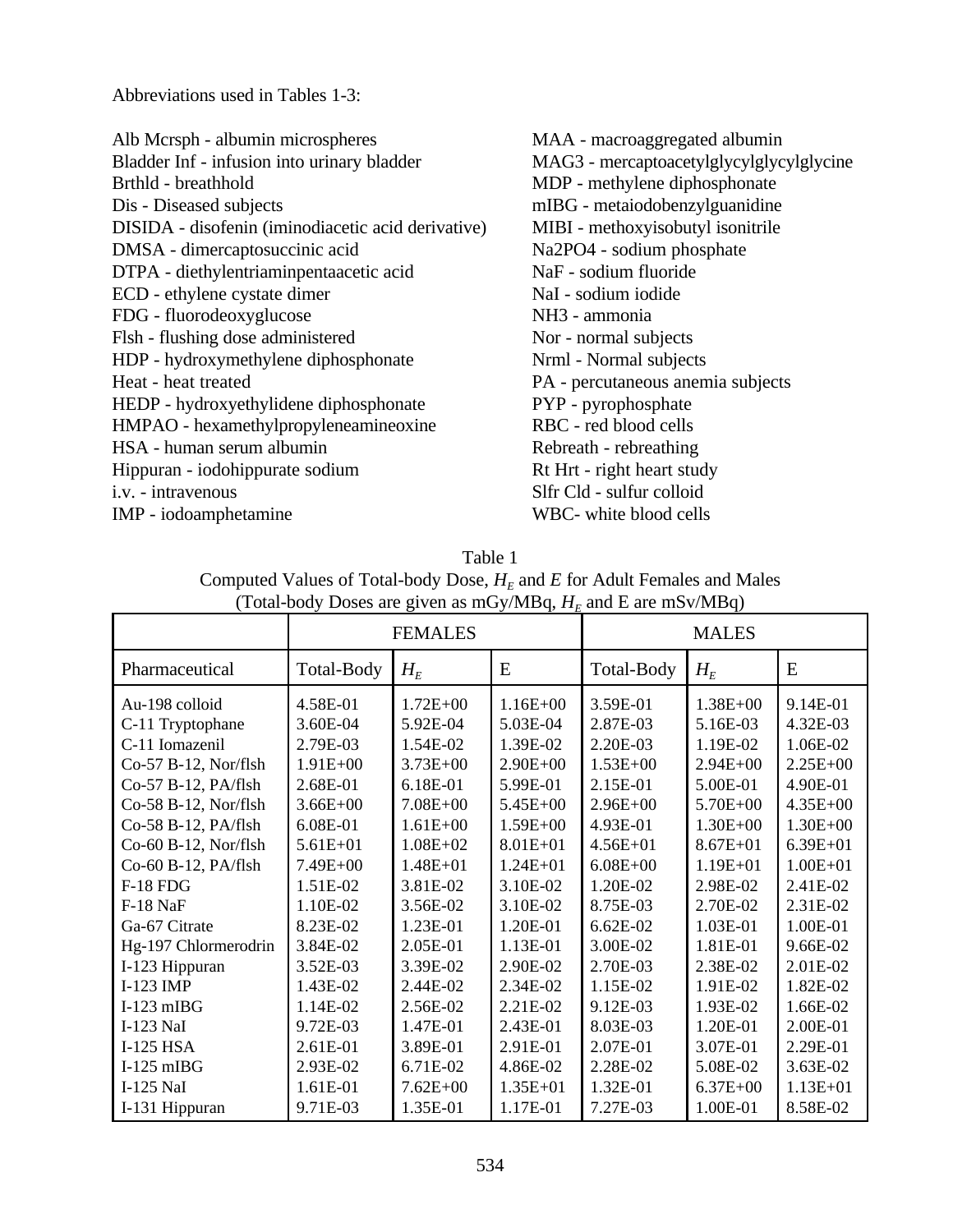Abbreviations used in Tables 1-3:

Alb Mcrsph - albumin microspheres
Bladder Inf - infusion into urinary bladder
Brthld - breathhold
Dis - Diseased subjects
DISIDA - disofenin (iminodiacetic acid derivative)
DMSA - dimercaptosuccinic acid
DTPA - diethylentriaminpentaacetic acid
ECD - ethylene cystate dimer
FDG - fluorodeoxyglucose
Flsh - flushing dose administered
HDP - hydroxymethylene diphosphonate
Heat - heat treated
HEDP - hydroxyethylidene diphosphonate
HMPAO - hexamethylpropyleneamineoxine
HSA - human serum albumin
Hippuran - iodohippurate sodium
i.v. - intravenous
IMP - iodoamphetamine
MAA - macroaggregated albumin
MAG3 - mercaptoacetylglycylglycylglycine
MDP - methylene diphosphonate
mIBG - metaiodobenzylguanidine
MIBI - methoxyisobutyl isonitrile
Na2PO4 - sodium phosphate
NaF - sodium fluoride
NaI - sodium iodide
NH3 - ammonia
Nor - normal subjects
Nrml - Normal subjects
PA - percutaneous anemia subjects
PYP - pyrophosphate
RBC - red blood cells
Rebreath - rebreathing
Rt Hrt - right heart study
Slfr Cld - sulfur colloid
WBC- white blood cells

Table 1
Computed Values of Total-body Dose, $H_E$ and $E$ for Adult Females and Males
(Total-body Doses are given as mGy/MBq, $H_E$ and E are mSv/MBq)

| | FEMALES | | | MALES | | |
|---|---|---|---|---|---|---|
| Pharmaceutical | Total-Body | $H_E$ | E | Total-Body | $H_E$ | E |
| Au-198 colloid | 4.58E-01 | 1.72E+00 | 1.16E+00 | 3.59E-01 | 1.38E+00 | 9.14E-01 |
| C-11 Tryptophane | 3.60E-04 | 5.92E-04 | 5.03E-04 | 2.87E-03 | 5.16E-03 | 4.32E-03 |
| C-11 Iomazenil | 2.79E-03 | 1.54E-02 | 1.39E-02 | 2.20E-03 | 1.19E-02 | 1.06E-02 |
| Co-57 B-12, Nor/flsh | 1.91E+00 | 3.73E+00 | 2.90E+00 | 1.53E+00 | 2.94E+00 | 2.25E+00 |
| Co-57 B-12, PA/flsh | 2.68E-01 | 6.18E-01 | 5.99E-01 | 2.15E-01 | 5.00E-01 | 4.90E-01 |
| Co-58 B-12, Nor/flsh | 3.66E+00 | 7.08E+00 | 5.45E+00 | 2.96E+00 | 5.70E+00 | 4.35E+00 |
| Co-58 B-12, PA/flsh | 6.08E-01 | 1.61E+00 | 1.59E+00 | 4.93E-01 | 1.30E+00 | 1.30E+00 |
| Co-60 B-12, Nor/flsh | 5.61E+01 | 1.08E+02 | 8.01E+01 | 4.56E+01 | 8.67E+01 | 6.39E+01 |
| Co-60 B-12, PA/flsh | 7.49E+00 | 1.48E+01 | 1.24E+01 | 6.08E+00 | 1.19E+01 | 1.00E+01 |
| F-18 FDG | 1.51E-02 | 3.81E-02 | 3.10E-02 | 1.20E-02 | 2.98E-02 | 2.41E-02 |
| F-18 NaF | 1.10E-02 | 3.56E-02 | 3.10E-02 | 8.75E-03 | 2.70E-02 | 2.31E-02 |
| Ga-67 Citrate | 8.23E-02 | 1.23E-01 | 1.20E-01 | 6.62E-02 | 1.03E-01 | 1.00E-01 |
| Hg-197 Chlormerodrin | 3.84E-02 | 2.05E-01 | 1.13E-01 | 3.00E-02 | 1.81E-01 | 9.66E-02 |
| I-123 Hippuran | 3.52E-03 | 3.39E-02 | 2.90E-02 | 2.70E-03 | 2.38E-02 | 2.01E-02 |
| I-123 IMP | 1.43E-02 | 2.44E-02 | 2.34E-02 | 1.15E-02 | 1.91E-02 | 1.82E-02 |
| I-123 mIBG | 1.14E-02 | 2.56E-02 | 2.21E-02 | 9.12E-03 | 1.93E-02 | 1.66E-02 |
| I-123 NaI | 9.72E-03 | 1.47E-01 | 2.43E-01 | 8.03E-03 | 1.20E-01 | 2.00E-01 |
| I-125 HSA | 2.61E-01 | 3.89E-01 | 2.91E-01 | 2.07E-01 | 3.07E-01 | 2.29E-01 |
| I-125 mIBG | 2.93E-02 | 6.71E-02 | 4.86E-02 | 2.28E-02 | 5.08E-02 | 3.63E-02 |
| I-125 NaI | 1.61E-01 | 7.62E+00 | 1.35E+01 | 1.32E-01 | 6.37E+00 | 1.13E+01 |
| I-131 Hippuran | 9.71E-03 | 1.35E-01 | 1.17E-01 | 7.27E-03 | 1.00E-01 | 8.58E-02 |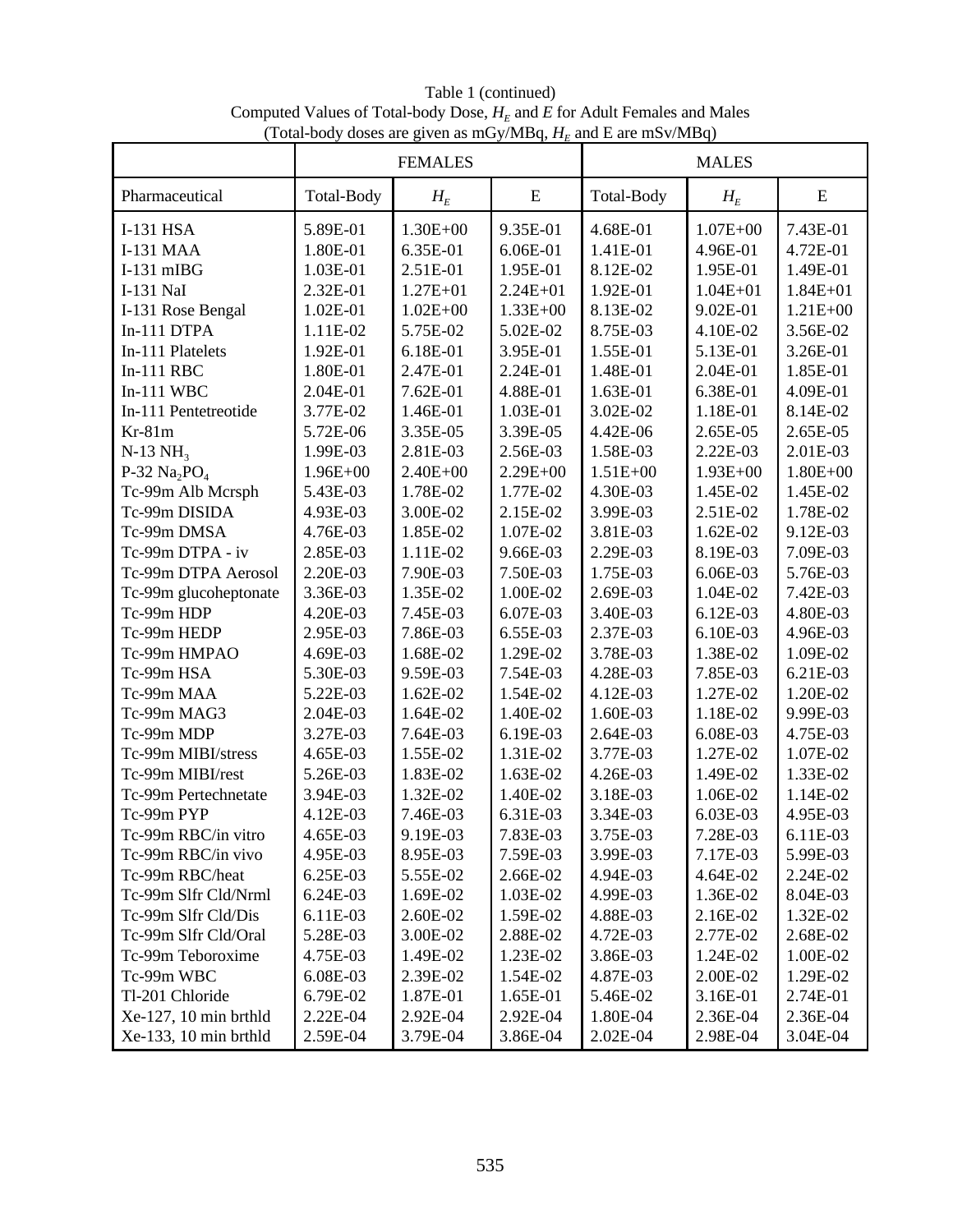Table 1 (continued)
Computed Values of Total-body Dose, $H_E$ and $E$ for Adult Females and Males
(Total-body doses are given as mGy/MBq, $H_E$ and E are mSv/MBq)

| | FEMALES | | | MALES | | |
|---|---|---|---|---|---|---|
| Pharmaceutical | Total-Body | $H_E$ | E | Total-Body | $H_E$ | E |
| I-131 HSA | 5.89E-01 | 1.30E+00 | 9.35E-01 | 4.68E-01 | 1.07E+00 | 7.43E-01 |
| I-131 MAA | 1.80E-01 | 6.35E-01 | 6.06E-01 | 1.41E-01 | 4.96E-01 | 4.72E-01 |
| I-131 mIBG | 1.03E-01 | 2.51E-01 | 1.95E-01 | 8.12E-02 | 1.95E-01 | 1.49E-01 |
| I-131 NaI | 2.32E-01 | 1.27E+01 | 2.24E+01 | 1.92E-01 | 1.04E+01 | 1.84E+01 |
| I-131 Rose Bengal | 1.02E-01 | 1.02E+00 | 1.33E+00 | 8.13E-02 | 9.02E-01 | 1.21E+00 |
| In-111 DTPA | 1.11E-02 | 5.75E-02 | 5.02E-02 | 8.75E-03 | 4.10E-02 | 3.56E-02 |
| In-111 Platelets | 1.92E-01 | 6.18E-01 | 3.95E-01 | 1.55E-01 | 5.13E-01 | 3.26E-01 |
| In-111 RBC | 1.80E-01 | 2.47E-01 | 2.24E-01 | 1.48E-01 | 2.04E-01 | 1.85E-01 |
| In-111 WBC | 2.04E-01 | 7.62E-01 | 4.88E-01 | 1.63E-01 | 6.38E-01 | 4.09E-01 |
| In-111 Pentetreotide | 3.77E-02 | 1.46E-01 | 1.03E-01 | 3.02E-02 | 1.18E-01 | 8.14E-02 |
| Kr-81m | 5.72E-06 | 3.35E-05 | 3.39E-05 | 4.42E-06 | 2.65E-05 | 2.65E-05 |
| N-13 $NH_3$ | 1.99E-03 | 2.81E-03 | 2.56E-03 | 1.58E-03 | 2.22E-03 | 2.01E-03 |
| P-32 $Na_2PO_4$ | 1.96E+00 | 2.40E+00 | 2.29E+00 | 1.51E+00 | 1.93E+00 | 1.80E+00 |
| Tc-99m Alb Mcrsph | 5.43E-03 | 1.78E-02 | 1.77E-02 | 4.30E-03 | 1.45E-02 | 1.45E-02 |
| Tc-99m DISIDA | 4.93E-03 | 3.00E-02 | 2.15E-02 | 3.99E-03 | 2.51E-02 | 1.78E-02 |
| Tc-99m DMSA | 4.76E-03 | 1.85E-02 | 1.07E-02 | 3.81E-03 | 1.62E-02 | 9.12E-03 |
| Tc-99m DTPA - iv | 2.85E-03 | 1.11E-02 | 9.66E-03 | 2.29E-03 | 8.19E-03 | 7.09E-03 |
| Tc-99m DTPA Aerosol | 2.20E-03 | 7.90E-03 | 7.50E-03 | 1.75E-03 | 6.06E-03 | 5.76E-03 |
| Tc-99m glucoheptonate | 3.36E-03 | 1.35E-02 | 1.00E-02 | 2.69E-03 | 1.04E-02 | 7.42E-03 |
| Tc-99m HDP | 4.20E-03 | 7.45E-03 | 6.07E-03 | 3.40E-03 | 6.12E-03 | 4.80E-03 |
| Tc-99m HEDP | 2.95E-03 | 7.86E-03 | 6.55E-03 | 2.37E-03 | 6.10E-03 | 4.96E-03 |
| Tc-99m HMPAO | 4.69E-03 | 1.68E-02 | 1.29E-02 | 3.78E-03 | 1.38E-02 | 1.09E-02 |
| Tc-99m HSA | 5.30E-03 | 9.59E-03 | 7.54E-03 | 4.28E-03 | 7.85E-03 | 6.21E-03 |
| Tc-99m MAA | 5.22E-03 | 1.62E-02 | 1.54E-02 | 4.12E-03 | 1.27E-02 | 1.20E-02 |
| Tc-99m MAG3 | 2.04E-03 | 1.64E-02 | 1.40E-02 | 1.60E-03 | 1.18E-02 | 9.99E-03 |
| Tc-99m MDP | 3.27E-03 | 7.64E-03 | 6.19E-03 | 2.64E-03 | 6.08E-03 | 4.75E-03 |
| Tc-99m MIBI/stress | 4.65E-03 | 1.55E-02 | 1.31E-02 | 3.77E-03 | 1.27E-02 | 1.07E-02 |
| Tc-99m MIBI/rest | 5.26E-03 | 1.83E-02 | 1.63E-02 | 4.26E-03 | 1.49E-02 | 1.33E-02 |
| Tc-99m Pertechnetate | 3.94E-03 | 1.32E-02 | 1.40E-02 | 3.18E-03 | 1.06E-02 | 1.14E-02 |
| Tc-99m PYP | 4.12E-03 | 7.46E-03 | 6.31E-03 | 3.34E-03 | 6.03E-03 | 4.95E-03 |
| Tc-99m RBC/in vitro | 4.65E-03 | 9.19E-03 | 7.83E-03 | 3.75E-03 | 7.28E-03 | 6.11E-03 |
| Tc-99m RBC/in vivo | 4.95E-03 | 8.95E-03 | 7.59E-03 | 3.99E-03 | 7.17E-03 | 5.99E-03 |
| Tc-99m RBC/heat | 6.25E-03 | 5.55E-02 | 2.66E-02 | 4.94E-03 | 4.64E-02 | 2.24E-02 |
| Tc-99m Slfr Cld/Nrml | 6.24E-03 | 1.69E-02 | 1.03E-02 | 4.99E-03 | 1.36E-02 | 8.04E-03 |
| Tc-99m Slfr Cld/Dis | 6.11E-03 | 2.60E-02 | 1.59E-02 | 4.88E-03 | 2.16E-02 | 1.32E-02 |
| Tc-99m Slfr Cld/Oral | 5.28E-03 | 3.00E-02 | 2.88E-02 | 4.72E-03 | 2.77E-02 | 2.68E-02 |
| Tc-99m Teboroxime | 4.75E-03 | 1.49E-02 | 1.23E-02 | 3.86E-03 | 1.24E-02 | 1.00E-02 |
| Tc-99m WBC | 6.08E-03 | 2.39E-02 | 1.54E-02 | 4.87E-03 | 2.00E-02 | 1.29E-02 |
| Tl-201 Chloride | 6.79E-02 | 1.87E-01 | 1.65E-01 | 5.46E-02 | 3.16E-01 | 2.74E-01 |
| Xe-127, 10 min brthld | 2.22E-04 | 2.92E-04 | 2.92E-04 | 1.80E-04 | 2.36E-04 | 2.36E-04 |
| Xe-133, 10 min brthld | 2.59E-04 | 3.79E-04 | 3.86E-04 | 2.02E-04 | 2.98E-04 | 3.04E-04 |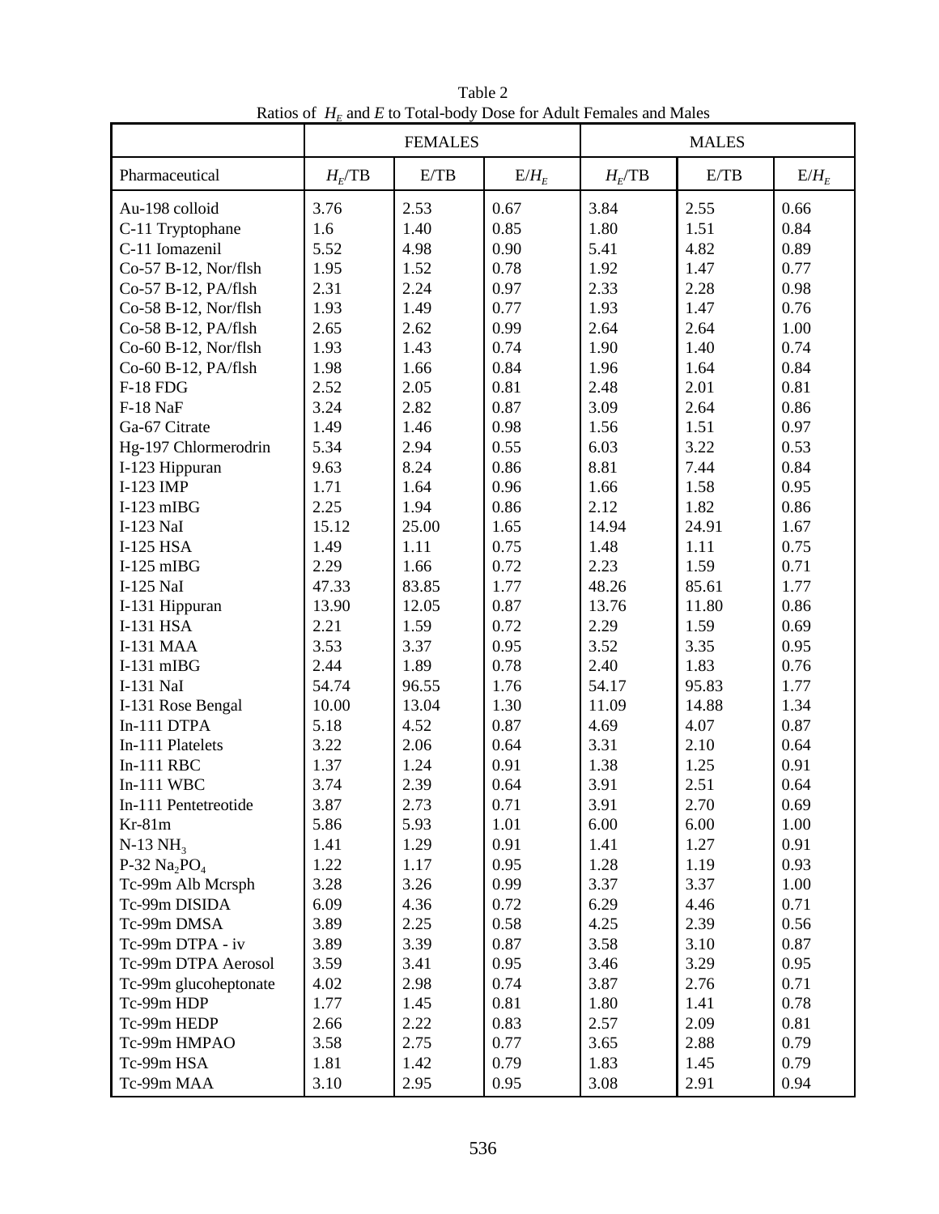Table 2
Ratios of $H_E$ and $E$ to Total-body Dose for Adult Females and Males

| | FEMALES | | | MALES | | |
|---|---|---|---|---|---|---|
| Pharmaceutical | $H_E$/TB | E/TB | E/$H_E$ | $H_E$/TB | E/TB | E/$H_E$ |
| Au-198 colloid | 3.76 | 2.53 | 0.67 | 3.84 | 2.55 | 0.66 |
| C-11 Tryptophane | 1.6 | 1.40 | 0.85 | 1.80 | 1.51 | 0.84 |
| C-11 Iomazenil | 5.52 | 4.98 | 0.90 | 5.41 | 4.82 | 0.89 |
| Co-57 B-12, Nor/flsh | 1.95 | 1.52 | 0.78 | 1.92 | 1.47 | 0.77 |
| Co-57 B-12, PA/flsh | 2.31 | 2.24 | 0.97 | 2.33 | 2.28 | 0.98 |
| Co-58 B-12, Nor/flsh | 1.93 | 1.49 | 0.77 | 1.93 | 1.47 | 0.76 |
| Co-58 B-12, PA/flsh | 2.65 | 2.62 | 0.99 | 2.64 | 2.64 | 1.00 |
| Co-60 B-12, Nor/flsh | 1.93 | 1.43 | 0.74 | 1.90 | 1.40 | 0.74 |
| Co-60 B-12, PA/flsh | 1.98 | 1.66 | 0.84 | 1.96 | 1.64 | 0.84 |
| F-18 FDG | 2.52 | 2.05 | 0.81 | 2.48 | 2.01 | 0.81 |
| F-18 NaF | 3.24 | 2.82 | 0.87 | 3.09 | 2.64 | 0.86 |
| Ga-67 Citrate | 1.49 | 1.46 | 0.98 | 1.56 | 1.51 | 0.97 |
| Hg-197 Chlormerodrin | 5.34 | 2.94 | 0.55 | 6.03 | 3.22 | 0.53 |
| I-123 Hippuran | 9.63 | 8.24 | 0.86 | 8.81 | 7.44 | 0.84 |
| I-123 IMP | 1.71 | 1.64 | 0.96 | 1.66 | 1.58 | 0.95 |
| I-123 mIBG | 2.25 | 1.94 | 0.86 | 2.12 | 1.82 | 0.86 |
| I-123 NaI | 15.12 | 25.00 | 1.65 | 14.94 | 24.91 | 1.67 |
| I-125 HSA | 1.49 | 1.11 | 0.75 | 1.48 | 1.11 | 0.75 |
| I-125 mIBG | 2.29 | 1.66 | 0.72 | 2.23 | 1.59 | 0.71 |
| I-125 NaI | 47.33 | 83.85 | 1.77 | 48.26 | 85.61 | 1.77 |
| I-131 Hippuran | 13.90 | 12.05 | 0.87 | 13.76 | 11.80 | 0.86 |
| I-131 HSA | 2.21 | 1.59 | 0.72 | 2.29 | 1.59 | 0.69 |
| I-131 MAA | 3.53 | 3.37 | 0.95 | 3.52 | 3.35 | 0.95 |
| I-131 mIBG | 2.44 | 1.89 | 0.78 | 2.40 | 1.83 | 0.76 |
| I-131 NaI | 54.74 | 96.55 | 1.76 | 54.17 | 95.83 | 1.77 |
| I-131 Rose Bengal | 10.00 | 13.04 | 1.30 | 11.09 | 14.88 | 1.34 |
| In-111 DTPA | 5.18 | 4.52 | 0.87 | 4.69 | 4.07 | 0.87 |
| In-111 Platelets | 3.22 | 2.06 | 0.64 | 3.31 | 2.10 | 0.64 |
| In-111 RBC | 1.37 | 1.24 | 0.91 | 1.38 | 1.25 | 0.91 |
| In-111 WBC | 3.74 | 2.39 | 0.64 | 3.91 | 2.51 | 0.64 |
| In-111 Pentetreotide | 3.87 | 2.73 | 0.71 | 3.91 | 2.70 | 0.69 |
| Kr-81m | 5.86 | 5.93 | 1.01 | 6.00 | 6.00 | 1.00 |
| N-13 $NH_3$ | 1.41 | 1.29 | 0.91 | 1.41 | 1.27 | 0.91 |
| P-32 $Na_2PO_4$ | 1.22 | 1.17 | 0.95 | 1.28 | 1.19 | 0.93 |
| Tc-99m Alb Mcrsph | 3.28 | 3.26 | 0.99 | 3.37 | 3.37 | 1.00 |
| Tc-99m DISIDA | 6.09 | 4.36 | 0.72 | 6.29 | 4.46 | 0.71 |
| Tc-99m DMSA | 3.89 | 2.25 | 0.58 | 4.25 | 2.39 | 0.56 |
| Tc-99m DTPA - iv | 3.89 | 3.39 | 0.87 | 3.58 | 3.10 | 0.87 |
| Tc-99m DTPA Aerosol | 3.59 | 3.41 | 0.95 | 3.46 | 3.29 | 0.95 |
| Tc-99m glucoheptonate | 4.02 | 2.98 | 0.74 | 3.87 | 2.76 | 0.71 |
| Tc-99m HDP | 1.77 | 1.45 | 0.81 | 1.80 | 1.41 | 0.78 |
| Tc-99m HEDP | 2.66 | 2.22 | 0.83 | 2.57 | 2.09 | 0.81 |
| Tc-99m HMPAO | 3.58 | 2.75 | 0.77 | 3.65 | 2.88 | 0.79 |
| Tc-99m HSA | 1.81 | 1.42 | 0.79 | 1.83 | 1.45 | 0.79 |
| Tc-99m MAA | 3.10 | 2.95 | 0.95 | 3.08 | 2.91 | 0.94 |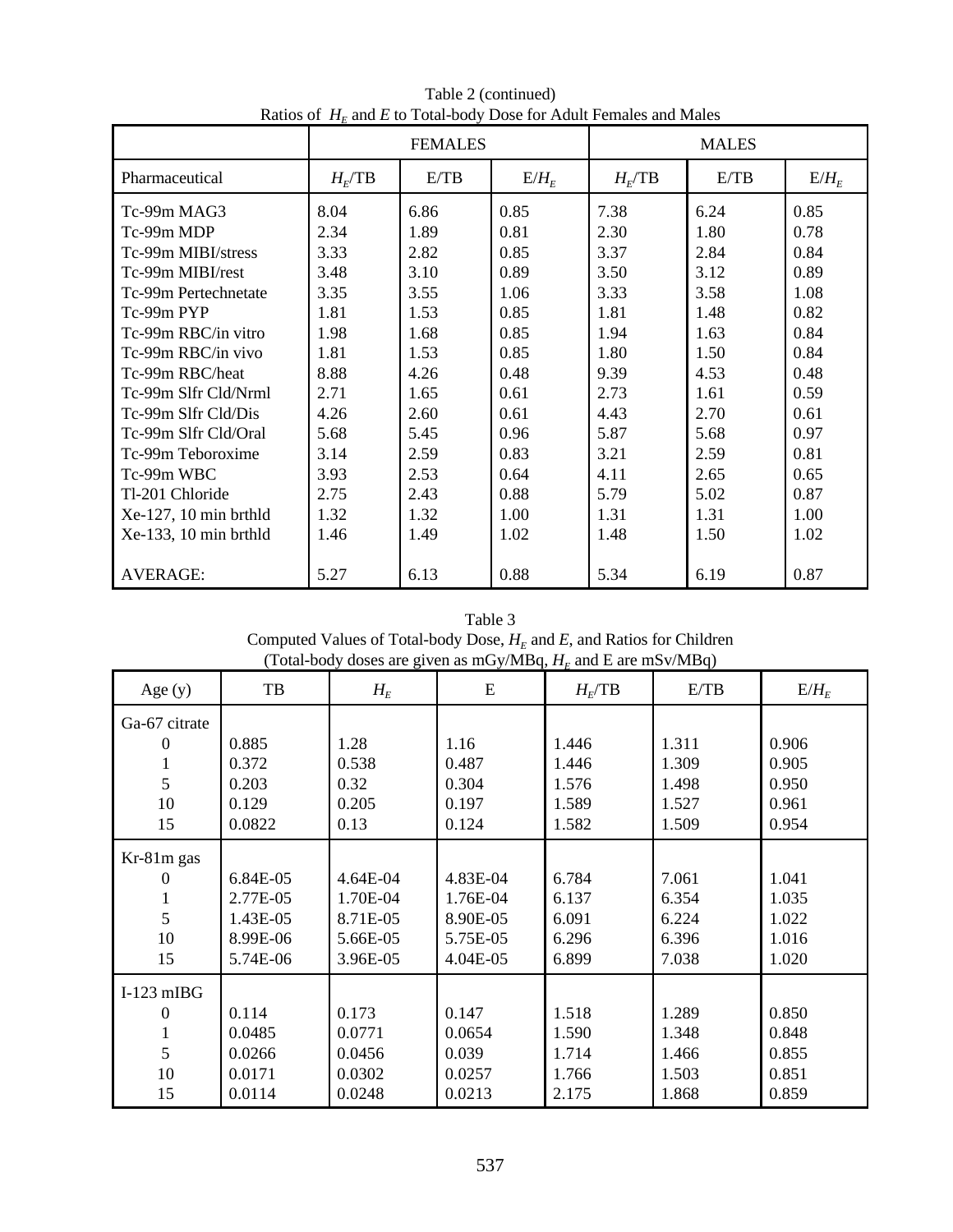Table 2 (continued)
Ratios of $H_E$ and $E$ to Total-body Dose for Adult Females and Males

| | FEMALES | | | MALES | | |
|---|---|---|---|---|---|---|
| Pharmaceutical | $H_E$/TB | E/TB | E/$H_E$ | $H_E$/TB | E/TB | E/$H_E$ |
| Tc-99m MAG3 | 8.04 | 6.86 | 0.85 | 7.38 | 6.24 | 0.85 |
| Tc-99m MDP | 2.34 | 1.89 | 0.81 | 2.30 | 1.80 | 0.78 |
| Tc-99m MIBI/stress | 3.33 | 2.82 | 0.85 | 3.37 | 2.84 | 0.84 |
| Tc-99m MIBI/rest | 3.48 | 3.10 | 0.89 | 3.50 | 3.12 | 0.89 |
| Tc-99m Pertechnetate | 3.35 | 3.55 | 1.06 | 3.33 | 3.58 | 1.08 |
| Tc-99m PYP | 1.81 | 1.53 | 0.85 | 1.81 | 1.48 | 0.82 |
| Tc-99m RBC/in vitro | 1.98 | 1.68 | 0.85 | 1.94 | 1.63 | 0.84 |
| Tc-99m RBC/in vivo | 1.81 | 1.53 | 0.85 | 1.80 | 1.50 | 0.84 |
| Tc-99m RBC/heat | 8.88 | 4.26 | 0.48 | 9.39 | 4.53 | 0.48 |
| Tc-99m Slfr Cld/Nrml | 2.71 | 1.65 | 0.61 | 2.73 | 1.61 | 0.59 |
| Tc-99m Slfr Cld/Dis | 4.26 | 2.60 | 0.61 | 4.43 | 2.70 | 0.61 |
| Tc-99m Slfr Cld/Oral | 5.68 | 5.45 | 0.96 | 5.87 | 5.68 | 0.97 |
| Tc-99m Teboroxime | 3.14 | 2.59 | 0.83 | 3.21 | 2.59 | 0.81 |
| Tc-99m WBC | 3.93 | 2.53 | 0.64 | 4.11 | 2.65 | 0.65 |
| Tl-201 Chloride | 2.75 | 2.43 | 0.88 | 5.79 | 5.02 | 0.87 |
| Xe-127, 10 min brthld | 1.32 | 1.32 | 1.00 | 1.31 | 1.31 | 1.00 |
| Xe-133, 10 min brthld | 1.46 | 1.49 | 1.02 | 1.48 | 1.50 | 1.02 |
| AVERAGE: | 5.27 | 6.13 | 0.88 | 5.34 | 6.19 | 0.87 |

Table 3
Computed Values of Total-body Dose, $H_E$ and $E$, and Ratios for Children
(Total-body doses are given as mGy/MBq, $H_E$ and E are mSv/MBq)

| Age (y) | TB | $H_E$ | E | $H_E$/TB | E/TB | E/$H_E$ |
|---|---|---|---|---|---|---|
| Ga-67 citrate | | | | | | |
| 0 | 0.885 | 1.28 | 1.16 | 1.446 | 1.311 | 0.906 |
| 1 | 0.372 | 0.538 | 0.487 | 1.446 | 1.309 | 0.905 |
| 5 | 0.203 | 0.32 | 0.304 | 1.576 | 1.498 | 0.950 |
| 10 | 0.129 | 0.205 | 0.197 | 1.589 | 1.527 | 0.961 |
| 15 | 0.0822 | 0.13 | 0.124 | 1.582 | 1.509 | 0.954 |
| Kr-81m gas | | | | | | |
| 0 | 6.84E-05 | 4.64E-04 | 4.83E-04 | 6.784 | 7.061 | 1.041 |
| 1 | 2.77E-05 | 1.70E-04 | 1.76E-04 | 6.137 | 6.354 | 1.035 |
| 5 | 1.43E-05 | 8.71E-05 | 8.90E-05 | 6.091 | 6.224 | 1.022 |
| 10 | 8.99E-06 | 5.66E-05 | 5.75E-05 | 6.296 | 6.396 | 1.016 |
| 15 | 5.74E-06 | 3.96E-05 | 4.04E-05 | 6.899 | 7.038 | 1.020 |
| I-123 mIBG | | | | | | |
| 0 | 0.114 | 0.173 | 0.147 | 1.518 | 1.289 | 0.850 |
| 1 | 0.0485 | 0.0771 | 0.0654 | 1.590 | 1.348 | 0.848 |
| 5 | 0.0266 | 0.0456 | 0.039 | 1.714 | 1.466 | 0.855 |
| 10 | 0.0171 | 0.0302 | 0.0257 | 1.766 | 1.503 | 0.851 |
| 15 | 0.0114 | 0.0248 | 0.0213 | 2.175 | 1.868 | 0.859 |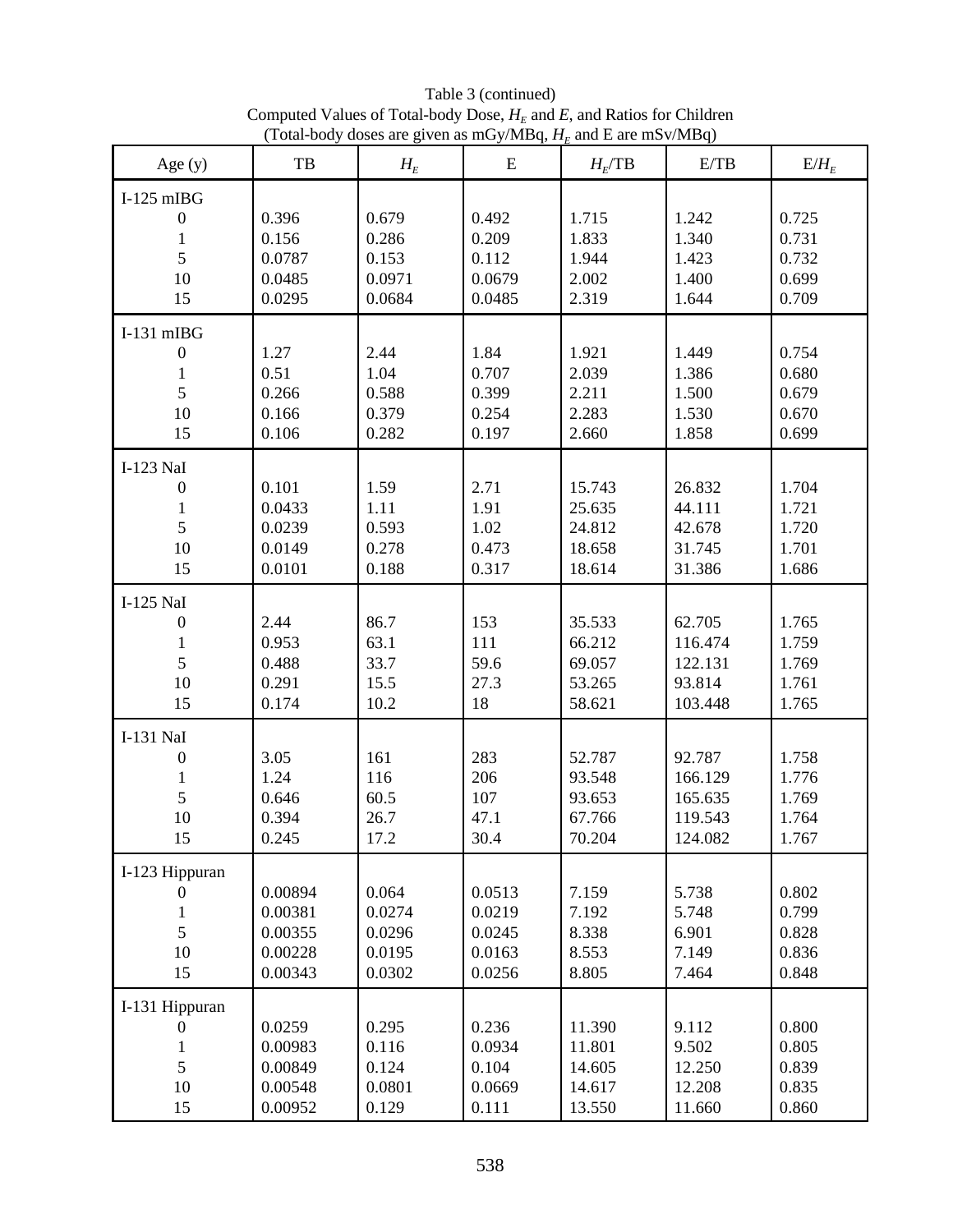Table 3 (continued)
Computed Values of Total-body Dose, $H_E$ and $E$, and Ratios for Children
(Total-body doses are given as mGy/MBq, $H_E$ and E are mSv/MBq)

| Age (y) | TB | $H_E$ | E | $H_E$/TB | E/TB | E/$H_E$ |
|---|---|---|---|---|---|---|
| I-125 mIBG | | | | | | |
| 0 | 0.396 | 0.679 | 0.492 | 1.715 | 1.242 | 0.725 |
| 1 | 0.156 | 0.286 | 0.209 | 1.833 | 1.340 | 0.731 |
| 5 | 0.0787 | 0.153 | 0.112 | 1.944 | 1.423 | 0.732 |
| 10 | 0.0485 | 0.0971 | 0.0679 | 2.002 | 1.400 | 0.699 |
| 15 | 0.0295 | 0.0684 | 0.0485 | 2.319 | 1.644 | 0.709 |
| I-131 mIBG | | | | | | |
| 0 | 1.27 | 2.44 | 1.84 | 1.921 | 1.449 | 0.754 |
| 1 | 0.51 | 1.04 | 0.707 | 2.039 | 1.386 | 0.680 |
| 5 | 0.266 | 0.588 | 0.399 | 2.211 | 1.500 | 0.679 |
| 10 | 0.166 | 0.379 | 0.254 | 2.283 | 1.530 | 0.670 |
| 15 | 0.106 | 0.282 | 0.197 | 2.660 | 1.858 | 0.699 |
| I-123 NaI | | | | | | |
| 0 | 0.101 | 1.59 | 2.71 | 15.743 | 26.832 | 1.704 |
| 1 | 0.0433 | 1.11 | 1.91 | 25.635 | 44.111 | 1.721 |
| 5 | 0.0239 | 0.593 | 1.02 | 24.812 | 42.678 | 1.720 |
| 10 | 0.0149 | 0.278 | 0.473 | 18.658 | 31.745 | 1.701 |
| 15 | 0.0101 | 0.188 | 0.317 | 18.614 | 31.386 | 1.686 |
| I-125 NaI | | | | | | |
| 0 | 2.44 | 86.7 | 153 | 35.533 | 62.705 | 1.765 |
| 1 | 0.953 | 63.1 | 111 | 66.212 | 116.474 | 1.759 |
| 5 | 0.488 | 33.7 | 59.6 | 69.057 | 122.131 | 1.769 |
| 10 | 0.291 | 15.5 | 27.3 | 53.265 | 93.814 | 1.761 |
| 15 | 0.174 | 10.2 | 18 | 58.621 | 103.448 | 1.765 |
| I-131 NaI | | | | | | |
| 0 | 3.05 | 161 | 283 | 52.787 | 92.787 | 1.758 |
| 1 | 1.24 | 116 | 206 | 93.548 | 166.129 | 1.776 |
| 5 | 0.646 | 60.5 | 107 | 93.653 | 165.635 | 1.769 |
| 10 | 0.394 | 26.7 | 47.1 | 67.766 | 119.543 | 1.764 |
| 15 | 0.245 | 17.2 | 30.4 | 70.204 | 124.082 | 1.767 |
| I-123 Hippuran | | | | | | |
| 0 | 0.00894 | 0.064 | 0.0513 | 7.159 | 5.738 | 0.802 |
| 1 | 0.00381 | 0.0274 | 0.0219 | 7.192 | 5.748 | 0.799 |
| 5 | 0.00355 | 0.0296 | 0.0245 | 8.338 | 6.901 | 0.828 |
| 10 | 0.00228 | 0.0195 | 0.0163 | 8.553 | 7.149 | 0.836 |
| 15 | 0.00343 | 0.0302 | 0.0256 | 8.805 | 7.464 | 0.848 |
| I-131 Hippuran | | | | | | |
| 0 | 0.0259 | 0.295 | 0.236 | 11.390 | 9.112 | 0.800 |
| 1 | 0.00983 | 0.116 | 0.0934 | 11.801 | 9.502 | 0.805 |
| 5 | 0.00849 | 0.124 | 0.104 | 14.605 | 12.250 | 0.839 |
| 10 | 0.00548 | 0.0801 | 0.0669 | 14.617 | 12.208 | 0.835 |
| 15 | 0.00952 | 0.129 | 0.111 | 13.550 | 11.660 | 0.860 |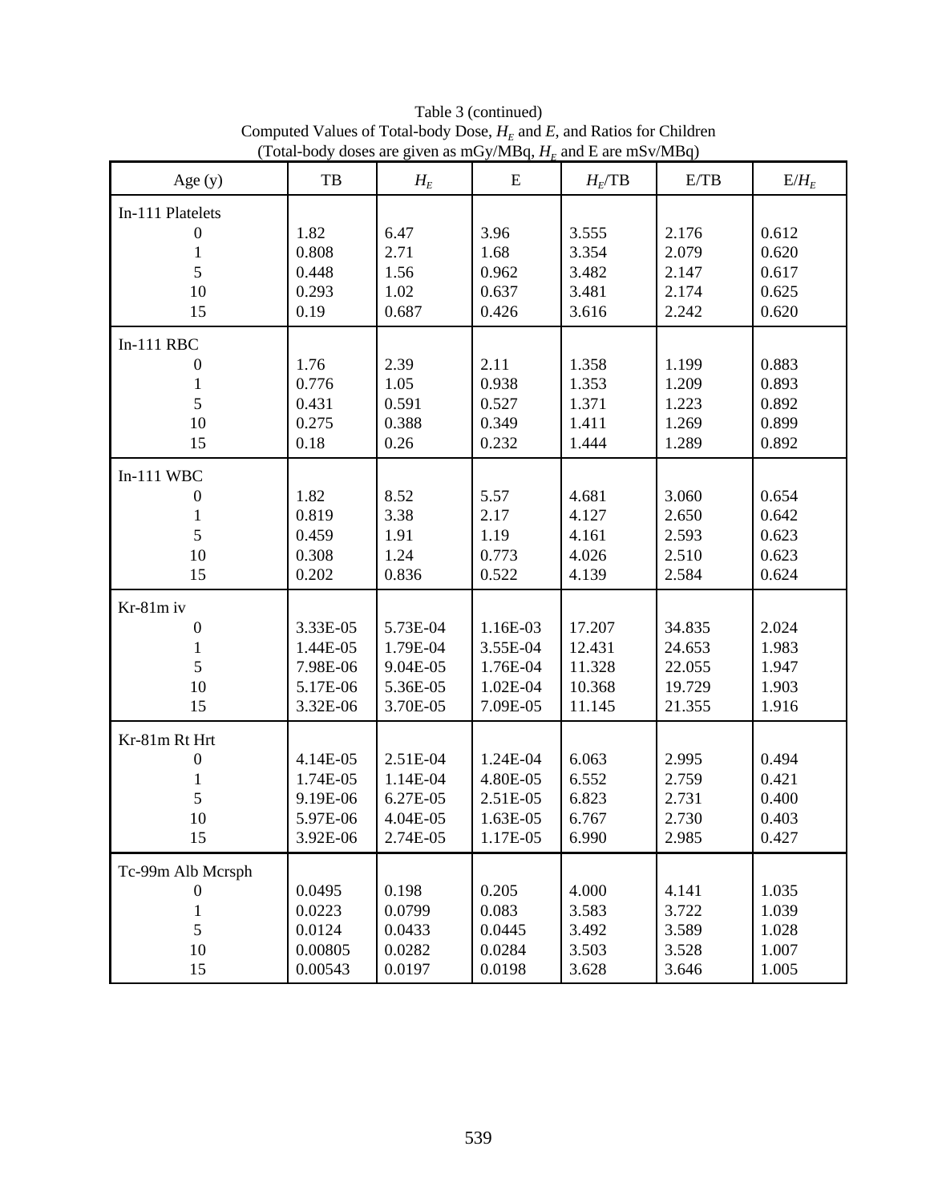Table 3 (continued)
Computed Values of Total-body Dose, $H_E$ and $E$, and Ratios for Children
(Total-body doses are given as mGy/MBq, $H_E$ and E are mSv/MBq)

| Age (y) | TB | $H_E$ | E | $H_E$/TB | E/TB | E/$H_E$ |
|---|---|---|---|---|---|---|
| In-111 Platelets | | | | | | |
| 0 | 1.82 | 6.47 | 3.96 | 3.555 | 2.176 | 0.612 |
| 1 | 0.808 | 2.71 | 1.68 | 3.354 | 2.079 | 0.620 |
| 5 | 0.448 | 1.56 | 0.962 | 3.482 | 2.147 | 0.617 |
| 10 | 0.293 | 1.02 | 0.637 | 3.481 | 2.174 | 0.625 |
| 15 | 0.19 | 0.687 | 0.426 | 3.616 | 2.242 | 0.620 |
| In-111 RBC | | | | | | |
| 0 | 1.76 | 2.39 | 2.11 | 1.358 | 1.199 | 0.883 |
| 1 | 0.776 | 1.05 | 0.938 | 1.353 | 1.209 | 0.893 |
| 5 | 0.431 | 0.591 | 0.527 | 1.371 | 1.223 | 0.892 |
| 10 | 0.275 | 0.388 | 0.349 | 1.411 | 1.269 | 0.899 |
| 15 | 0.18 | 0.26 | 0.232 | 1.444 | 1.289 | 0.892 |
| In-111 WBC | | | | | | |
| 0 | 1.82 | 8.52 | 5.57 | 4.681 | 3.060 | 0.654 |
| 1 | 0.819 | 3.38 | 2.17 | 4.127 | 2.650 | 0.642 |
| 5 | 0.459 | 1.91 | 1.19 | 4.161 | 2.593 | 0.623 |
| 10 | 0.308 | 1.24 | 0.773 | 4.026 | 2.510 | 0.623 |
| 15 | 0.202 | 0.836 | 0.522 | 4.139 | 2.584 | 0.624 |
| Kr-81m iv | | | | | | |
| 0 | 3.33E-05 | 5.73E-04 | 1.16E-03 | 17.207 | 34.835 | 2.024 |
| 1 | 1.44E-05 | 1.79E-04 | 3.55E-04 | 12.431 | 24.653 | 1.983 |
| 5 | 7.98E-06 | 9.04E-05 | 1.76E-04 | 11.328 | 22.055 | 1.947 |
| 10 | 5.17E-06 | 5.36E-05 | 1.02E-04 | 10.368 | 19.729 | 1.903 |
| 15 | 3.32E-06 | 3.70E-05 | 7.09E-05 | 11.145 | 21.355 | 1.916 |
| Kr-81m Rt Hrt | | | | | | |
| 0 | 4.14E-05 | 2.51E-04 | 1.24E-04 | 6.063 | 2.995 | 0.494 |
| 1 | 1.74E-05 | 1.14E-04 | 4.80E-05 | 6.552 | 2.759 | 0.421 |
| 5 | 9.19E-06 | 6.27E-05 | 2.51E-05 | 6.823 | 2.731 | 0.400 |
| 10 | 5.97E-06 | 4.04E-05 | 1.63E-05 | 6.767 | 2.730 | 0.403 |
| 15 | 3.92E-06 | 2.74E-05 | 1.17E-05 | 6.990 | 2.985 | 0.427 |
| Tc-99m Alb Mcrsph | | | | | | |
| 0 | 0.0495 | 0.198 | 0.205 | 4.000 | 4.141 | 1.035 |
| 1 | 0.0223 | 0.0799 | 0.083 | 3.583 | 3.722 | 1.039 |
| 5 | 0.0124 | 0.0433 | 0.0445 | 3.492 | 3.589 | 1.028 |
| 10 | 0.00805 | 0.0282 | 0.0284 | 3.503 | 3.528 | 1.007 |
| 15 | 0.00543 | 0.0197 | 0.0198 | 3.628 | 3.646 | 1.005 |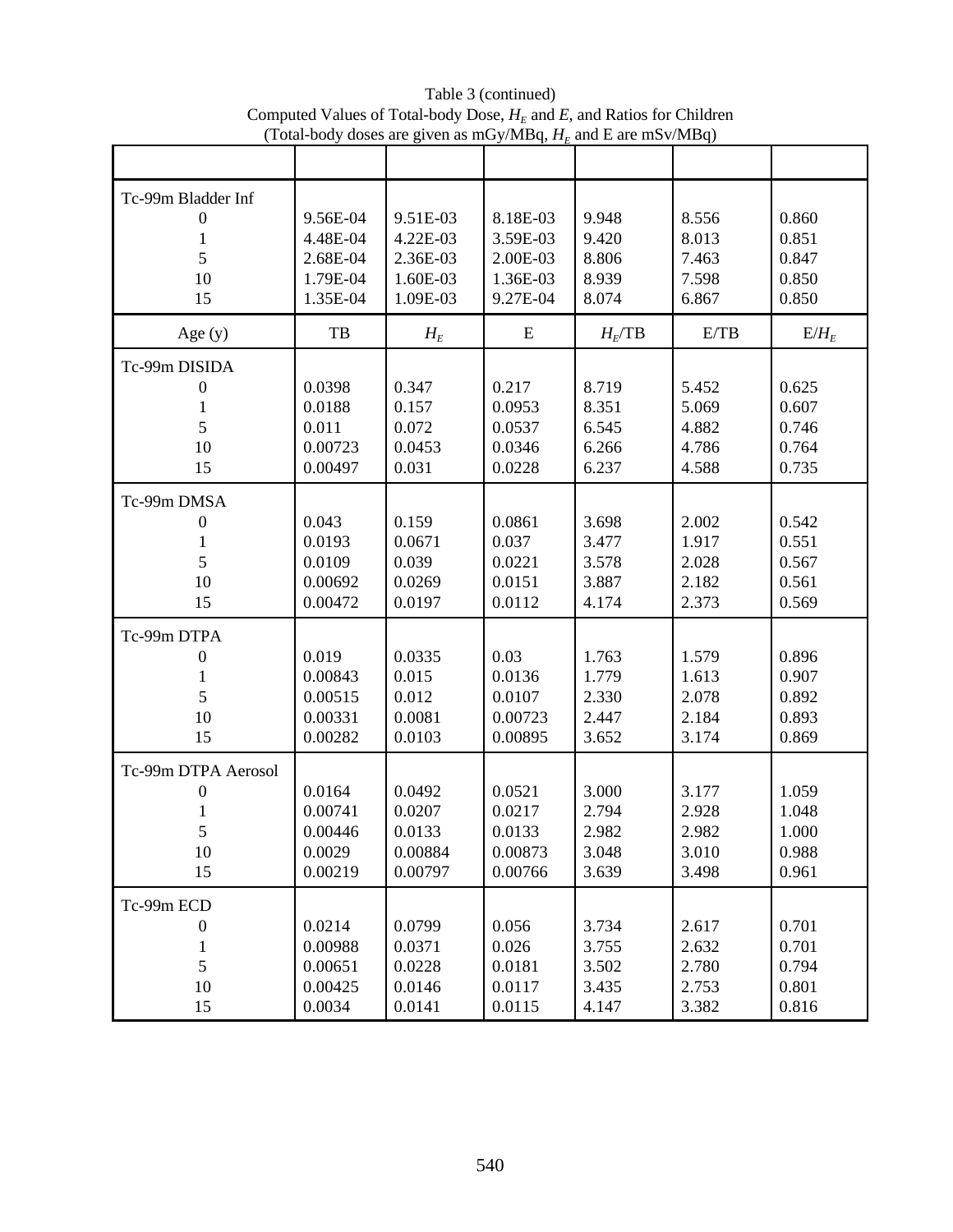Table 3 (continued)
Computed Values of Total-body Dose, $H_E$ and $E$, and Ratios for Children
(Total-body doses are given as mGy/MBq, $H_E$ and E are mSv/MBq)

| | | | | | | |
|---|---|---|---|---|---|---|
| Tc-99m Bladder Inf | | | | | | |
| 0 | 9.56E-04 | 9.51E-03 | 8.18E-03 | 9.948 | 8.556 | 0.860 |
| 1 | 4.48E-04 | 4.22E-03 | 3.59E-03 | 9.420 | 8.013 | 0.851 |
| 5 | 2.68E-04 | 2.36E-03 | 2.00E-03 | 8.806 | 7.463 | 0.847 |
| 10 | 1.79E-04 | 1.60E-03 | 1.36E-03 | 8.939 | 7.598 | 0.850 |
| 15 | 1.35E-04 | 1.09E-03 | 9.27E-04 | 8.074 | 6.867 | 0.850 |
| Age (y) | TB | $H_E$ | E | $H_E$/TB | E/TB | E/$H_E$ |
| Tc-99m DISIDA | | | | | | |
| 0 | 0.0398 | 0.347 | 0.217 | 8.719 | 5.452 | 0.625 |
| 1 | 0.0188 | 0.157 | 0.0953 | 8.351 | 5.069 | 0.607 |
| 5 | 0.011 | 0.072 | 0.0537 | 6.545 | 4.882 | 0.746 |
| 10 | 0.00723 | 0.0453 | 0.0346 | 6.266 | 4.786 | 0.764 |
| 15 | 0.00497 | 0.031 | 0.0228 | 6.237 | 4.588 | 0.735 |
| Tc-99m DMSA | | | | | | |
| 0 | 0.043 | 0.159 | 0.0861 | 3.698 | 2.002 | 0.542 |
| 1 | 0.0193 | 0.0671 | 0.037 | 3.477 | 1.917 | 0.551 |
| 5 | 0.0109 | 0.039 | 0.0221 | 3.578 | 2.028 | 0.567 |
| 10 | 0.00692 | 0.0269 | 0.0151 | 3.887 | 2.182 | 0.561 |
| 15 | 0.00472 | 0.0197 | 0.0112 | 4.174 | 2.373 | 0.569 |
| Tc-99m DTPA | | | | | | |
| 0 | 0.019 | 0.0335 | 0.03 | 1.763 | 1.579 | 0.896 |
| 1 | 0.00843 | 0.015 | 0.0136 | 1.779 | 1.613 | 0.907 |
| 5 | 0.00515 | 0.012 | 0.0107 | 2.330 | 2.078 | 0.892 |
| 10 | 0.00331 | 0.0081 | 0.00723 | 2.447 | 2.184 | 0.893 |
| 15 | 0.00282 | 0.0103 | 0.00895 | 3.652 | 3.174 | 0.869 |
| Tc-99m DTPA Aerosol | | | | | | |
| 0 | 0.0164 | 0.0492 | 0.0521 | 3.000 | 3.177 | 1.059 |
| 1 | 0.00741 | 0.0207 | 0.0217 | 2.794 | 2.928 | 1.048 |
| 5 | 0.00446 | 0.0133 | 0.0133 | 2.982 | 2.982 | 1.000 |
| 10 | 0.0029 | 0.00884 | 0.00873 | 3.048 | 3.010 | 0.988 |
| 15 | 0.00219 | 0.00797 | 0.00766 | 3.639 | 3.498 | 0.961 |
| Tc-99m ECD | | | | | | |
| 0 | 0.0214 | 0.0799 | 0.056 | 3.734 | 2.617 | 0.701 |
| 1 | 0.00988 | 0.0371 | 0.026 | 3.755 | 2.632 | 0.701 |
| 5 | 0.00651 | 0.0228 | 0.0181 | 3.502 | 2.780 | 0.794 |
| 10 | 0.00425 | 0.0146 | 0.0117 | 3.435 | 2.753 | 0.801 |
| 15 | 0.0034 | 0.0141 | 0.0115 | 4.147 | 3.382 | 0.816 |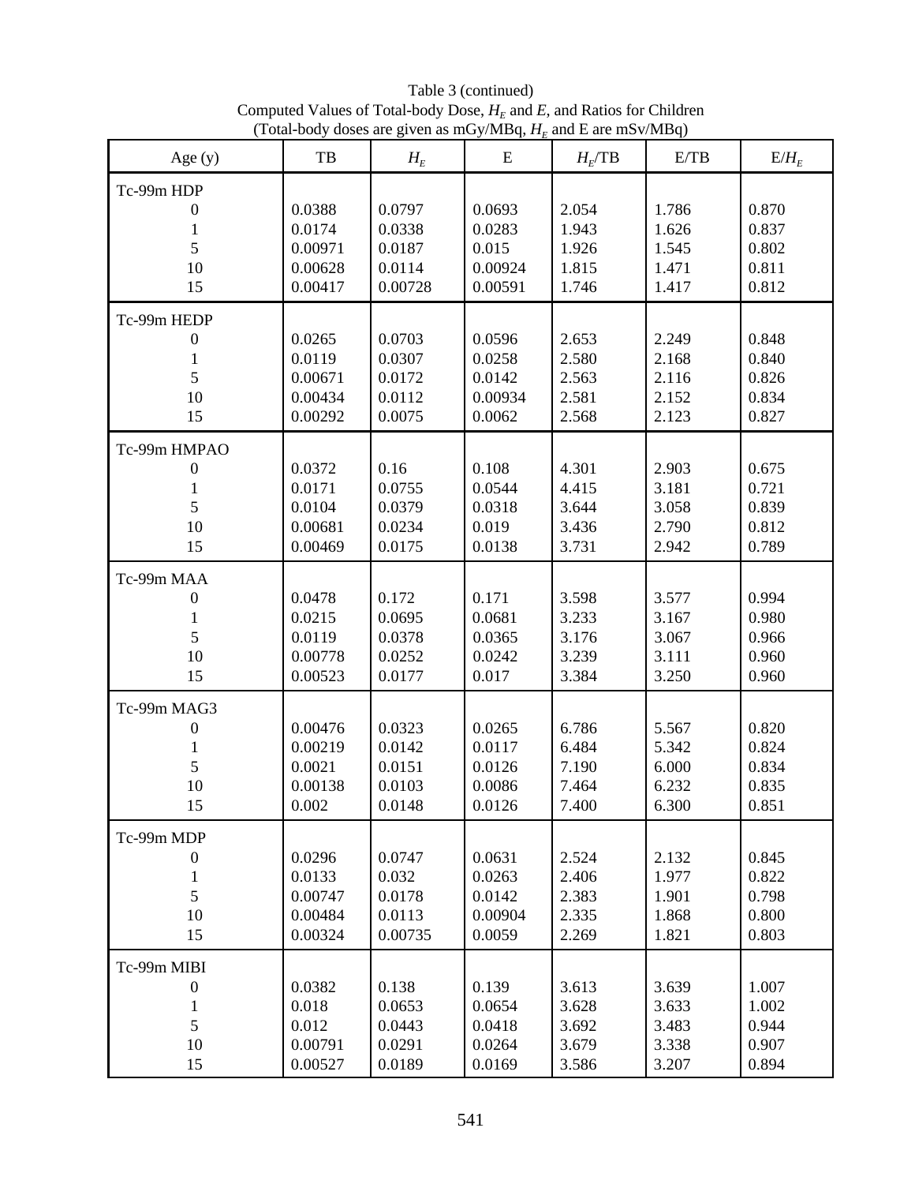Table 3 (continued)
Computed Values of Total-body Dose, $H_E$ and $E$, and Ratios for Children
(Total-body doses are given as mGy/MBq, $H_E$ and E are mSv/MBq)

| Age (y) | TB | $H_E$ | E | $H_E$/TB | E/TB | E/$H_E$ |
|---|---|---|---|---|---|---|
| Tc-99m HDP | | | | | | |
| 0 | 0.0388 | 0.0797 | 0.0693 | 2.054 | 1.786 | 0.870 |
| 1 | 0.0174 | 0.0338 | 0.0283 | 1.943 | 1.626 | 0.837 |
| 5 | 0.00971 | 0.0187 | 0.015 | 1.926 | 1.545 | 0.802 |
| 10 | 0.00628 | 0.0114 | 0.00924 | 1.815 | 1.471 | 0.811 |
| 15 | 0.00417 | 0.00728 | 0.00591 | 1.746 | 1.417 | 0.812 |
| Tc-99m HEDP | | | | | | |
| 0 | 0.0265 | 0.0703 | 0.0596 | 2.653 | 2.249 | 0.848 |
| 1 | 0.0119 | 0.0307 | 0.0258 | 2.580 | 2.168 | 0.840 |
| 5 | 0.00671 | 0.0172 | 0.0142 | 2.563 | 2.116 | 0.826 |
| 10 | 0.00434 | 0.0112 | 0.00934 | 2.581 | 2.152 | 0.834 |
| 15 | 0.00292 | 0.0075 | 0.0062 | 2.568 | 2.123 | 0.827 |
| Tc-99m HMPAO | | | | | | |
| 0 | 0.0372 | 0.16 | 0.108 | 4.301 | 2.903 | 0.675 |
| 1 | 0.0171 | 0.0755 | 0.0544 | 4.415 | 3.181 | 0.721 |
| 5 | 0.0104 | 0.0379 | 0.0318 | 3.644 | 3.058 | 0.839 |
| 10 | 0.00681 | 0.0234 | 0.019 | 3.436 | 2.790 | 0.812 |
| 15 | 0.00469 | 0.0175 | 0.0138 | 3.731 | 2.942 | 0.789 |
| Tc-99m MAA | | | | | | |
| 0 | 0.0478 | 0.172 | 0.171 | 3.598 | 3.577 | 0.994 |
| 1 | 0.0215 | 0.0695 | 0.0681 | 3.233 | 3.167 | 0.980 |
| 5 | 0.0119 | 0.0378 | 0.0365 | 3.176 | 3.067 | 0.966 |
| 10 | 0.00778 | 0.0252 | 0.0242 | 3.239 | 3.111 | 0.960 |
| 15 | 0.00523 | 0.0177 | 0.017 | 3.384 | 3.250 | 0.960 |
| Tc-99m MAG3 | | | | | | |
| 0 | 0.00476 | 0.0323 | 0.0265 | 6.786 | 5.567 | 0.820 |
| 1 | 0.00219 | 0.0142 | 0.0117 | 6.484 | 5.342 | 0.824 |
| 5 | 0.0021 | 0.0151 | 0.0126 | 7.190 | 6.000 | 0.834 |
| 10 | 0.00138 | 0.0103 | 0.0086 | 7.464 | 6.232 | 0.835 |
| 15 | 0.002 | 0.0148 | 0.0126 | 7.400 | 6.300 | 0.851 |
| Tc-99m MDP | | | | | | |
| 0 | 0.0296 | 0.0747 | 0.0631 | 2.524 | 2.132 | 0.845 |
| 1 | 0.0133 | 0.032 | 0.0263 | 2.406 | 1.977 | 0.822 |
| 5 | 0.00747 | 0.0178 | 0.0142 | 2.383 | 1.901 | 0.798 |
| 10 | 0.00484 | 0.0113 | 0.00904 | 2.335 | 1.868 | 0.800 |
| 15 | 0.00324 | 0.00735 | 0.0059 | 2.269 | 1.821 | 0.803 |
| Tc-99m MIBI | | | | | | |
| 0 | 0.0382 | 0.138 | 0.139 | 3.613 | 3.639 | 1.007 |
| 1 | 0.018 | 0.0653 | 0.0654 | 3.628 | 3.633 | 1.002 |
| 5 | 0.012 | 0.0443 | 0.0418 | 3.692 | 3.483 | 0.944 |
| 10 | 0.00791 | 0.0291 | 0.0264 | 3.679 | 3.338 | 0.907 |
| 15 | 0.00527 | 0.0189 | 0.0169 | 3.586 | 3.207 | 0.894 |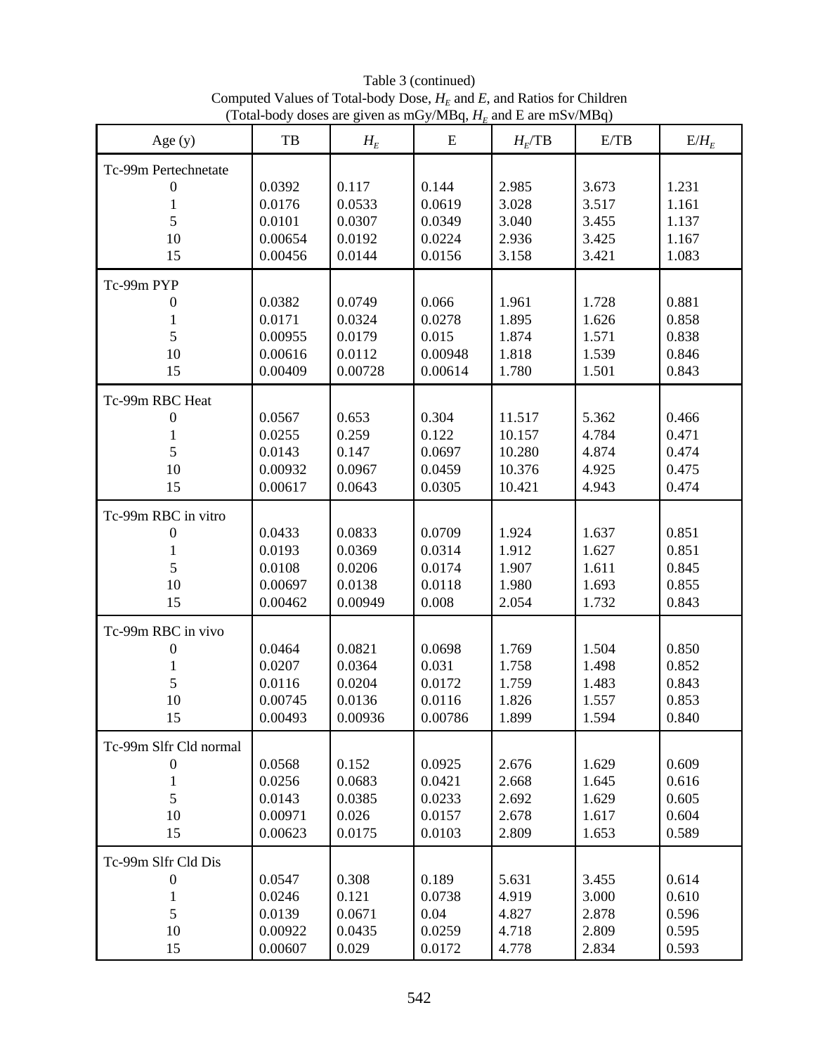Table 3 (continued)
Computed Values of Total-body Dose, $H_E$ and $E$, and Ratios for Children
(Total-body doses are given as mGy/MBq, $H_E$ and E are mSv/MBq)

| Age (y) | TB | $H_E$ | E | $H_E$/TB | E/TB | E/$H_E$ |
|---|---|---|---|---|---|---|
| Tc-99m Pertechnetate | | | | | | |
| 0 | 0.0392 | 0.117 | 0.144 | 2.985 | 3.673 | 1.231 |
| 1 | 0.0176 | 0.0533 | 0.0619 | 3.028 | 3.517 | 1.161 |
| 5 | 0.0101 | 0.0307 | 0.0349 | 3.040 | 3.455 | 1.137 |
| 10 | 0.00654 | 0.0192 | 0.0224 | 2.936 | 3.425 | 1.167 |
| 15 | 0.00456 | 0.0144 | 0.0156 | 3.158 | 3.421 | 1.083 |
| Tc-99m PYP | | | | | | |
| 0 | 0.0382 | 0.0749 | 0.066 | 1.961 | 1.728 | 0.881 |
| 1 | 0.0171 | 0.0324 | 0.0278 | 1.895 | 1.626 | 0.858 |
| 5 | 0.00955 | 0.0179 | 0.015 | 1.874 | 1.571 | 0.838 |
| 10 | 0.00616 | 0.0112 | 0.00948 | 1.818 | 1.539 | 0.846 |
| 15 | 0.00409 | 0.00728 | 0.00614 | 1.780 | 1.501 | 0.843 |
| Tc-99m RBC Heat | | | | | | |
| 0 | 0.0567 | 0.653 | 0.304 | 11.517 | 5.362 | 0.466 |
| 1 | 0.0255 | 0.259 | 0.122 | 10.157 | 4.784 | 0.471 |
| 5 | 0.0143 | 0.147 | 0.0697 | 10.280 | 4.874 | 0.474 |
| 10 | 0.00932 | 0.0967 | 0.0459 | 10.376 | 4.925 | 0.475 |
| 15 | 0.00617 | 0.0643 | 0.0305 | 10.421 | 4.943 | 0.474 |
| Tc-99m RBC in vitro | | | | | | |
| 0 | 0.0433 | 0.0833 | 0.0709 | 1.924 | 1.637 | 0.851 |
| 1 | 0.0193 | 0.0369 | 0.0314 | 1.912 | 1.627 | 0.851 |
| 5 | 0.0108 | 0.0206 | 0.0174 | 1.907 | 1.611 | 0.845 |
| 10 | 0.00697 | 0.0138 | 0.0118 | 1.980 | 1.693 | 0.855 |
| 15 | 0.00462 | 0.00949 | 0.008 | 2.054 | 1.732 | 0.843 |
| Tc-99m RBC in vivo | | | | | | |
| 0 | 0.0464 | 0.0821 | 0.0698 | 1.769 | 1.504 | 0.850 |
| 1 | 0.0207 | 0.0364 | 0.031 | 1.758 | 1.498 | 0.852 |
| 5 | 0.0116 | 0.0204 | 0.0172 | 1.759 | 1.483 | 0.843 |
| 10 | 0.00745 | 0.0136 | 0.0116 | 1.826 | 1.557 | 0.853 |
| 15 | 0.00493 | 0.00936 | 0.00786 | 1.899 | 1.594 | 0.840 |
| Tc-99m Slfr Cld normal | | | | | | |
| 0 | 0.0568 | 0.152 | 0.0925 | 2.676 | 1.629 | 0.609 |
| 1 | 0.0256 | 0.0683 | 0.0421 | 2.668 | 1.645 | 0.616 |
| 5 | 0.0143 | 0.0385 | 0.0233 | 2.692 | 1.629 | 0.605 |
| 10 | 0.00971 | 0.026 | 0.0157 | 2.678 | 1.617 | 0.604 |
| 15 | 0.00623 | 0.0175 | 0.0103 | 2.809 | 1.653 | 0.589 |
| Tc-99m Slfr Cld Dis | | | | | | |
| 0 | 0.0547 | 0.308 | 0.189 | 5.631 | 3.455 | 0.614 |
| 1 | 0.0246 | 0.121 | 0.0738 | 4.919 | 3.000 | 0.610 |
| 5 | 0.0139 | 0.0671 | 0.04 | 4.827 | 2.878 | 0.596 |
| 10 | 0.00922 | 0.0435 | 0.0259 | 4.718 | 2.809 | 0.595 |
| 15 | 0.00607 | 0.029 | 0.0172 | 4.778 | 2.834 | 0.593 |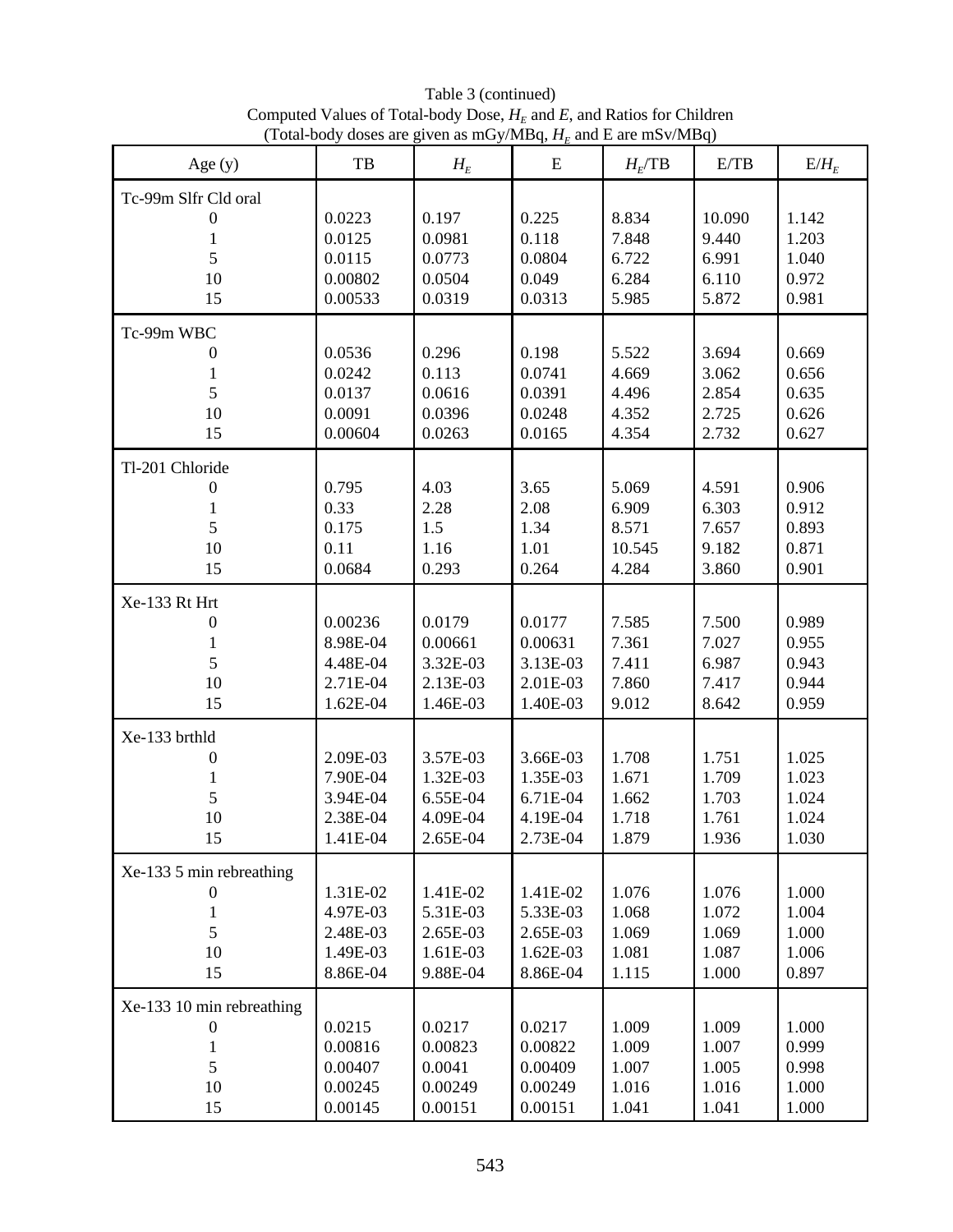Table 3 (continued)
Computed Values of Total-body Dose, $H_E$ and $E$, and Ratios for Children
(Total-body doses are given as mGy/MBq, $H_E$ and E are mSv/MBq)

| Age (y) | TB | $H_E$ | E | $H_E$/TB | E/TB | E/$H_E$ |
|---|---|---|---|---|---|---|
| Tc-99m Slfr Cld oral | | | | | | |
| 0 | 0.0223 | 0.197 | 0.225 | 8.834 | 10.090 | 1.142 |
| 1 | 0.0125 | 0.0981 | 0.118 | 7.848 | 9.440 | 1.203 |
| 5 | 0.0115 | 0.0773 | 0.0804 | 6.722 | 6.991 | 1.040 |
| 10 | 0.00802 | 0.0504 | 0.049 | 6.284 | 6.110 | 0.972 |
| 15 | 0.00533 | 0.0319 | 0.0313 | 5.985 | 5.872 | 0.981 |
| Tc-99m WBC | | | | | | |
| 0 | 0.0536 | 0.296 | 0.198 | 5.522 | 3.694 | 0.669 |
| 1 | 0.0242 | 0.113 | 0.0741 | 4.669 | 3.062 | 0.656 |
| 5 | 0.0137 | 0.0616 | 0.0391 | 4.496 | 2.854 | 0.635 |
| 10 | 0.0091 | 0.0396 | 0.0248 | 4.352 | 2.725 | 0.626 |
| 15 | 0.00604 | 0.0263 | 0.0165 | 4.354 | 2.732 | 0.627 |
| Tl-201 Chloride | | | | | | |
| 0 | 0.795 | 4.03 | 3.65 | 5.069 | 4.591 | 0.906 |
| 1 | 0.33 | 2.28 | 2.08 | 6.909 | 6.303 | 0.912 |
| 5 | 0.175 | 1.5 | 1.34 | 8.571 | 7.657 | 0.893 |
| 10 | 0.11 | 1.16 | 1.01 | 10.545 | 9.182 | 0.871 |
| 15 | 0.0684 | 0.293 | 0.264 | 4.284 | 3.860 | 0.901 |
| Xe-133 Rt Hrt | | | | | | |
| 0 | 0.00236 | 0.0179 | 0.0177 | 7.585 | 7.500 | 0.989 |
| 1 | 8.98E-04 | 0.00661 | 0.00631 | 7.361 | 7.027 | 0.955 |
| 5 | 4.48E-04 | 3.32E-03 | 3.13E-03 | 7.411 | 6.987 | 0.943 |
| 10 | 2.71E-04 | 2.13E-03 | 2.01E-03 | 7.860 | 7.417 | 0.944 |
| 15 | 1.62E-04 | 1.46E-03 | 1.40E-03 | 9.012 | 8.642 | 0.959 |
| Xe-133 brthld | | | | | | |
| 0 | 2.09E-03 | 3.57E-03 | 3.66E-03 | 1.708 | 1.751 | 1.025 |
| 1 | 7.90E-04 | 1.32E-03 | 1.35E-03 | 1.671 | 1.709 | 1.023 |
| 5 | 3.94E-04 | 6.55E-04 | 6.71E-04 | 1.662 | 1.703 | 1.024 |
| 10 | 2.38E-04 | 4.09E-04 | 4.19E-04 | 1.718 | 1.761 | 1.024 |
| 15 | 1.41E-04 | 2.65E-04 | 2.73E-04 | 1.879 | 1.936 | 1.030 |
| Xe-133 5 min rebreathing | | | | | | |
| 0 | 1.31E-02 | 1.41E-02 | 1.41E-02 | 1.076 | 1.076 | 1.000 |
| 1 | 4.97E-03 | 5.31E-03 | 5.33E-03 | 1.068 | 1.072 | 1.004 |
| 5 | 2.48E-03 | 2.65E-03 | 2.65E-03 | 1.069 | 1.069 | 1.000 |
| 10 | 1.49E-03 | 1.61E-03 | 1.62E-03 | 1.081 | 1.087 | 1.006 |
| 15 | 8.86E-04 | 9.88E-04 | 8.86E-04 | 1.115 | 1.000 | 0.897 |
| Xe-133 10 min rebreathing | | | | | | |
| 0 | 0.0215 | 0.0217 | 0.0217 | 1.009 | 1.009 | 1.000 |
| 1 | 0.00816 | 0.00823 | 0.00822 | 1.009 | 1.007 | 0.999 |
| 5 | 0.00407 | 0.0041 | 0.00409 | 1.007 | 1.005 | 0.998 |
| 10 | 0.00245 | 0.00249 | 0.00249 | 1.016 | 1.016 | 1.000 |
| 15 | 0.00145 | 0.00151 | 0.00151 | 1.041 | 1.041 | 1.000 |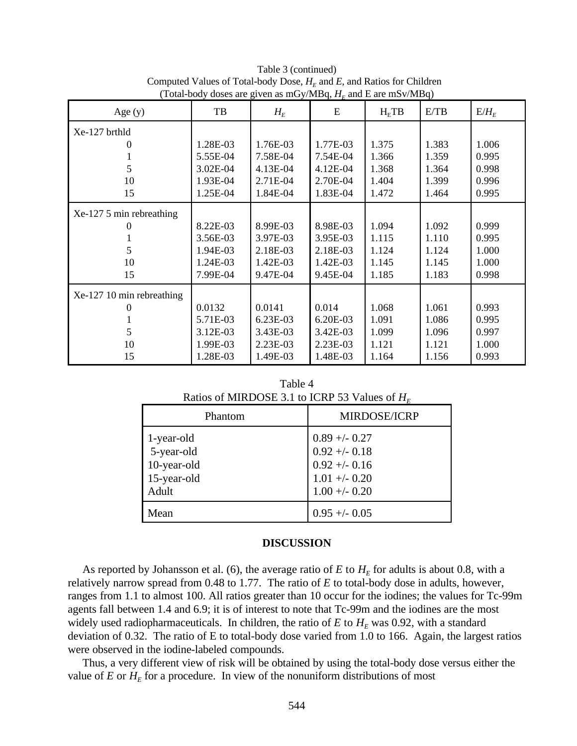Table 3 (continued)
Computed Values of Total-body Dose, $H_E$ and $E$, and Ratios for Children
(Total-body doses are given as mGy/MBq, $H_E$ and E are mSv/MBq)

| Age (y) | TB | $H_E$ | E | $H_E$TB | E/TB | E/$H_E$ |
|---|---|---|---|---|---|---|
| Xe-127 brthld | | | | | | |
| 0 | 1.28E-03 | 1.76E-03 | 1.77E-03 | 1.375 | 1.383 | 1.006 |
| 1 | 5.55E-04 | 7.58E-04 | 7.54E-04 | 1.366 | 1.359 | 0.995 |
| 5 | 3.02E-04 | 4.13E-04 | 4.12E-04 | 1.368 | 1.364 | 0.998 |
| 10 | 1.93E-04 | 2.71E-04 | 2.70E-04 | 1.404 | 1.399 | 0.996 |
| 15 | 1.25E-04 | 1.84E-04 | 1.83E-04 | 1.472 | 1.464 | 0.995 |
| Xe-127 5 min rebreathing | | | | | | |
| 0 | 8.22E-03 | 8.99E-03 | 8.98E-03 | 1.094 | 1.092 | 0.999 |
| 1 | 3.56E-03 | 3.97E-03 | 3.95E-03 | 1.115 | 1.110 | 0.995 |
| 5 | 1.94E-03 | 2.18E-03 | 2.18E-03 | 1.124 | 1.124 | 1.000 |
| 10 | 1.24E-03 | 1.42E-03 | 1.42E-03 | 1.145 | 1.145 | 1.000 |
| 15 | 7.99E-04 | 9.47E-04 | 9.45E-04 | 1.185 | 1.183 | 0.998 |
| Xe-127 10 min rebreathing | | | | | | |
| 0 | 0.0132 | 0.0141 | 0.014 | 1.068 | 1.061 | 0.993 |
| 1 | 5.71E-03 | 6.23E-03 | 6.20E-03 | 1.091 | 1.086 | 0.995 |
| 5 | 3.12E-03 | 3.43E-03 | 3.42E-03 | 1.099 | 1.096 | 0.997 |
| 10 | 1.99E-03 | 2.23E-03 | 2.23E-03 | 1.121 | 1.121 | 1.000 |
| 15 | 1.28E-03 | 1.49E-03 | 1.48E-03 | 1.164 | 1.156 | 0.993 |

Table 4
Ratios of MIRDOSE 3.1 to ICRP 53 Values of $H_E$

| Phantom | MIRDOSE/ICRP |
|---|---|
| 1-year-old | 0.89 +/- 0.27 |
| 5-year-old | 0.92 +/- 0.18 |
| 10-year-old | 0.92 +/- 0.16 |
| 15-year-old | 1.01 +/- 0.20 |
| Adult | 1.00 +/- 0.20 |
| Mean | 0.95 +/- 0.05 |

## DISCUSSION

As reported by Johansson et al. (6), the average ratio of $E$ to $H_E$ for adults is about 0.8, with a relatively narrow spread from 0.48 to 1.77. The ratio of $E$ to total-body dose in adults, however, ranges from 1.1 to almost 100. All ratios greater than 10 occur for the iodines; the values for Tc-99m agents fall between 1.4 and 6.9; it is of interest to note that Tc-99m and the iodines are the most widely used radiopharmaceuticals. In children, the ratio of $E$ to $H_E$ was 0.92, with a standard deviation of 0.32. The ratio of E to total-body dose varied from 1.0 to 166. Again, the largest ratios were observed in the iodine-labeled compounds.

Thus, a very different view of risk will be obtained by using the total-body dose versus either the value of $E$ or $H_E$ for a procedure. In view of the nonuniform distributions of most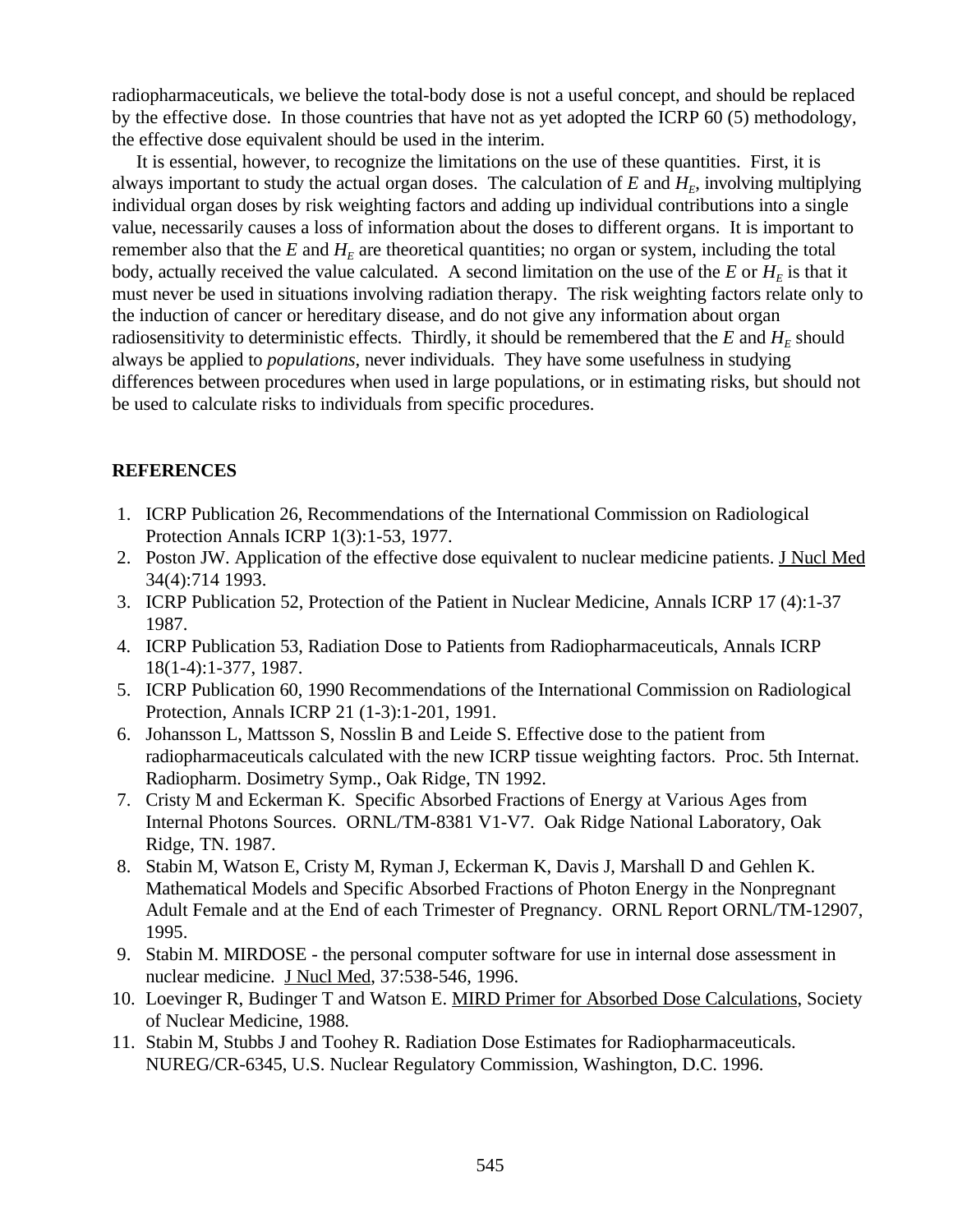radiopharmaceuticals, we believe the total-body dose is not a useful concept, and should be replaced by the effective dose. In those countries that have not as yet adopted the ICRP 60 (5) methodology, the effective dose equivalent should be used in the interim.

It is essential, however, to recognize the limitations on the use of these quantities. First, it is always important to study the actual organ doses. The calculation of $E$ and $H_E$, involving multiplying individual organ doses by risk weighting factors and adding up individual contributions into a single value, necessarily causes a loss of information about the doses to different organs. It is important to remember also that the $E$ and $H_E$ are theoretical quantities; no organ or system, including the total body, actually received the value calculated. A second limitation on the use of the $E$ or $H_E$ is that it must never be used in situations involving radiation therapy. The risk weighting factors relate only to the induction of cancer or hereditary disease, and do not give any information about organ radiosensitivity to deterministic effects. Thirdly, it should be remembered that the $E$ and $H_E$ should always be applied to *populations*, never individuals. They have some usefulness in studying differences between procedures when used in large populations, or in estimating risks, but should not be used to calculate risks to individuals from specific procedures.

## REFERENCES

1. ICRP Publication 26, Recommendations of the International Commission on Radiological Protection Annals ICRP 1(3):1-53, 1977.
2. Poston JW. Application of the effective dose equivalent to nuclear medicine patients. J Nucl Med 34(4):714 1993.
3. ICRP Publication 52, Protection of the Patient in Nuclear Medicine, Annals ICRP 17 (4):1-37 1987.
4. ICRP Publication 53, Radiation Dose to Patients from Radiopharmaceuticals, Annals ICRP 18(1-4):1-377, 1987.
5. ICRP Publication 60, 1990 Recommendations of the International Commission on Radiological Protection, Annals ICRP 21 (1-3):1-201, 1991.
6. Johansson L, Mattsson S, Nosslin B and Leide S. Effective dose to the patient from radiopharmaceuticals calculated with the new ICRP tissue weighting factors. Proc. 5th Internat. Radiopharm. Dosimetry Symp., Oak Ridge, TN 1992.
7. Cristy M and Eckerman K. Specific Absorbed Fractions of Energy at Various Ages from Internal Photons Sources. ORNL/TM-8381 V1-V7. Oak Ridge National Laboratory, Oak Ridge, TN. 1987.
8. Stabin M, Watson E, Cristy M, Ryman J, Eckerman K, Davis J, Marshall D and Gehlen K. Mathematical Models and Specific Absorbed Fractions of Photon Energy in the Nonpregnant Adult Female and at the End of each Trimester of Pregnancy. ORNL Report ORNL/TM-12907, 1995.
9. Stabin M. MIRDOSE - the personal computer software for use in internal dose assessment in nuclear medicine. J Nucl Med, 37:538-546, 1996.
10. Loevinger R, Budinger T and Watson E. MIRD Primer for Absorbed Dose Calculations, Society of Nuclear Medicine, 1988.
11. Stabin M, Stubbs J and Toohey R. Radiation Dose Estimates for Radiopharmaceuticals. NUREG/CR-6345, U.S. Nuclear Regulatory Commission, Washington, D.C. 1996.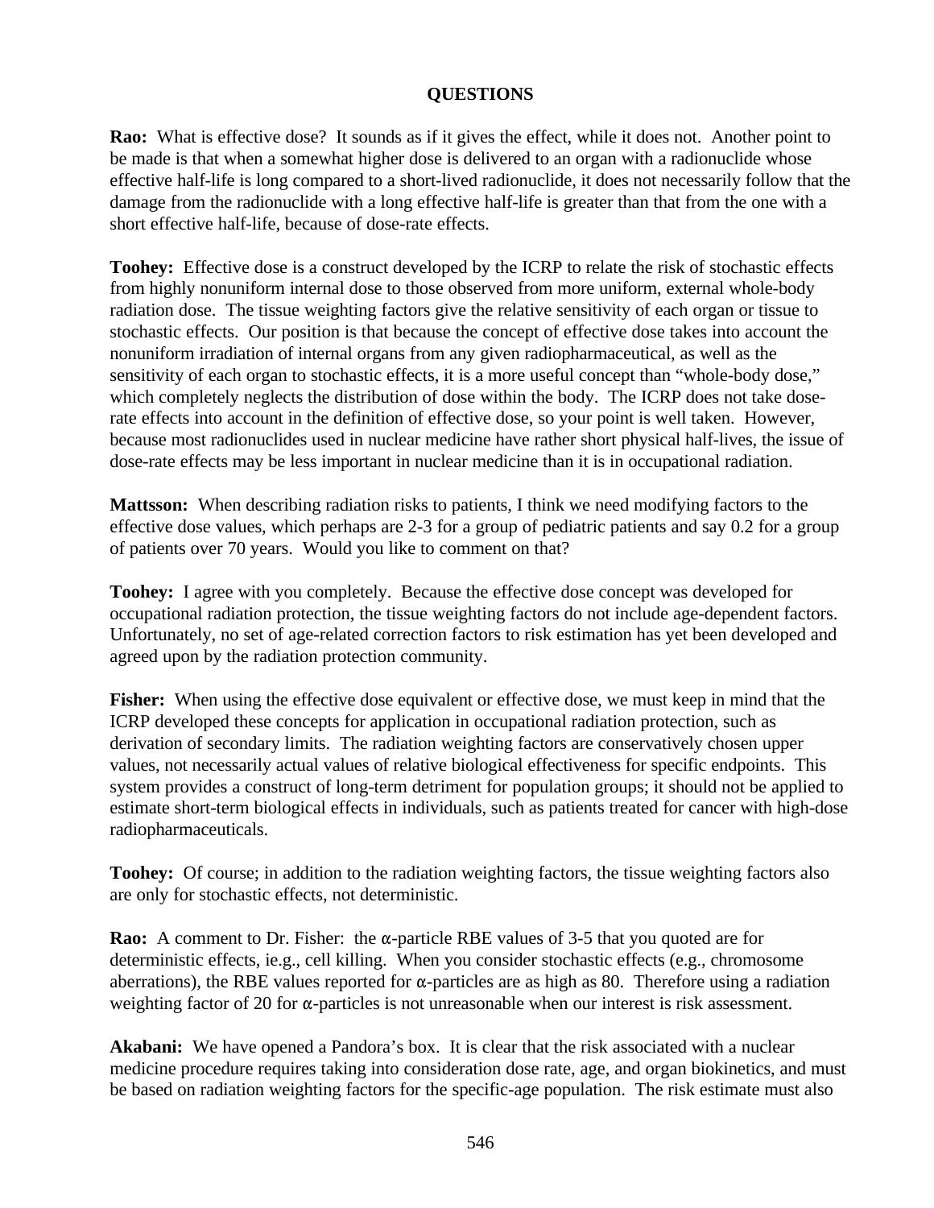## QUESTIONS

**Rao:** What is effective dose? It sounds as if it gives the effect, while it does not. Another point to be made is that when a somewhat higher dose is delivered to an organ with a radionuclide whose effective half-life is long compared to a short-lived radionuclide, it does not necessarily follow that the damage from the radionuclide with a long effective half-life is greater than that from the one with a short effective half-life, because of dose-rate effects.

**Toohey:** Effective dose is a construct developed by the ICRP to relate the risk of stochastic effects from highly nonuniform internal dose to those observed from more uniform, external whole-body radiation dose. The tissue weighting factors give the relative sensitivity of each organ or tissue to stochastic effects. Our position is that because the concept of effective dose takes into account the nonuniform irradiation of internal organs from any given radiopharmaceutical, as well as the sensitivity of each organ to stochastic effects, it is a more useful concept than "whole-body dose," which completely neglects the distribution of dose within the body. The ICRP does not take dose-rate effects into account in the definition of effective dose, so your point is well taken. However, because most radionuclides used in nuclear medicine have rather short physical half-lives, the issue of dose-rate effects may be less important in nuclear medicine than it is in occupational radiation.

**Mattsson:** When describing radiation risks to patients, I think we need modifying factors to the effective dose values, which perhaps are 2-3 for a group of pediatric patients and say 0.2 for a group of patients over 70 years. Would you like to comment on that?

**Toohey:** I agree with you completely. Because the effective dose concept was developed for occupational radiation protection, the tissue weighting factors do not include age-dependent factors. Unfortunately, no set of age-related correction factors to risk estimation has yet been developed and agreed upon by the radiation protection community.

**Fisher:** When using the effective dose equivalent or effective dose, we must keep in mind that the ICRP developed these concepts for application in occupational radiation protection, such as derivation of secondary limits. The radiation weighting factors are conservatively chosen upper values, not necessarily actual values of relative biological effectiveness for specific endpoints. This system provides a construct of long-term detriment for population groups; it should not be applied to estimate short-term biological effects in individuals, such as patients treated for cancer with high-dose radiopharmaceuticals.

**Toohey:** Of course; in addition to the radiation weighting factors, the tissue weighting factors also are only for stochastic effects, not deterministic.

**Rao:** A comment to Dr. Fisher: the $\alpha$-particle RBE values of 3-5 that you quoted are for deterministic effects, ie.g., cell killing. When you consider stochastic effects (e.g., chromosome aberrations), the RBE values reported for $\alpha$-particles are as high as 80. Therefore using a radiation weighting factor of 20 for $\alpha$-particles is not unreasonable when our interest is risk assessment.

**Akabani:** We have opened a Pandora's box. It is clear that the risk associated with a nuclear medicine procedure requires taking into consideration dose rate, age, and organ biokinetics, and must be based on radiation weighting factors for the specific-age population. The risk estimate must also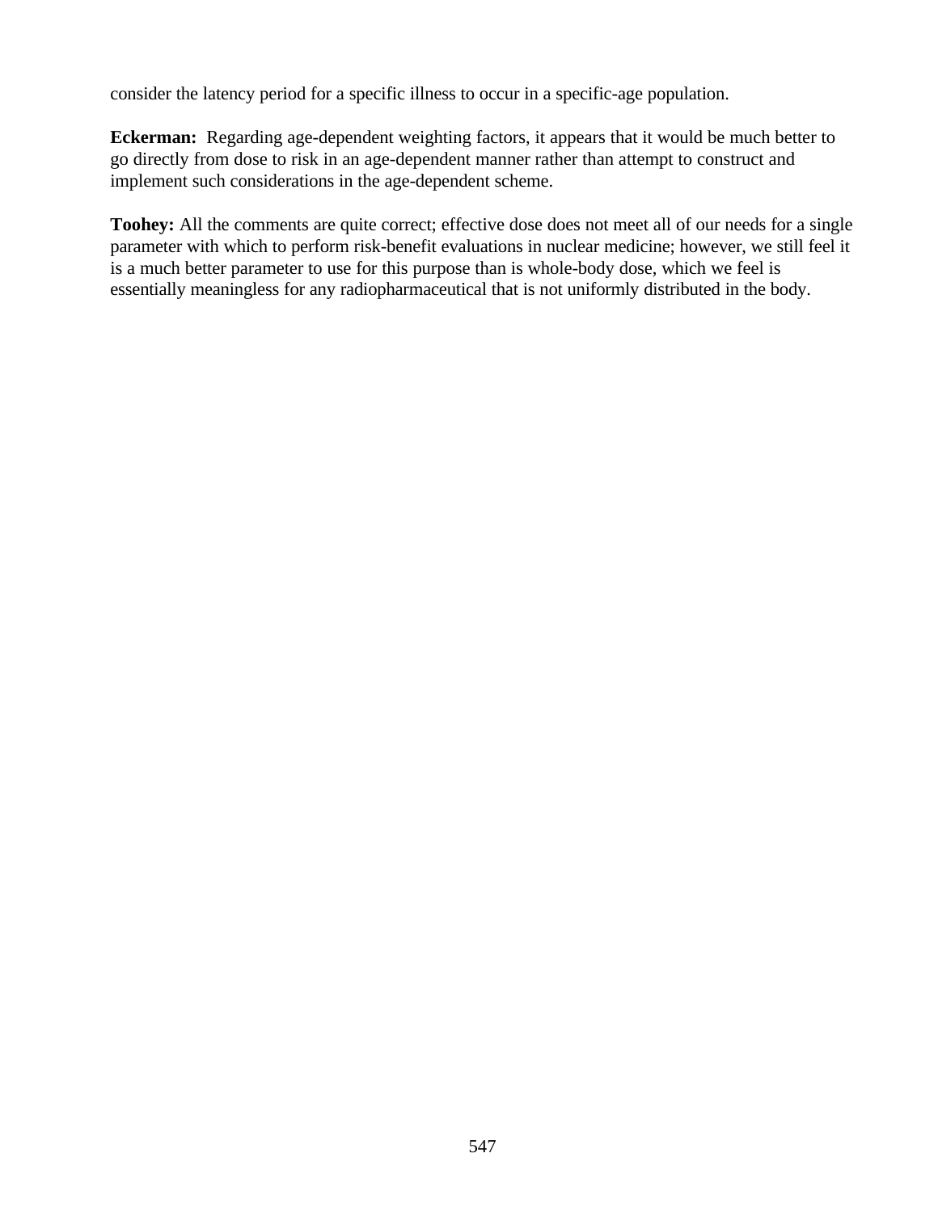consider the latency period for a specific illness to occur in a specific-age population.

**Eckerman:** Regarding age-dependent weighting factors, it appears that it would be much better to go directly from dose to risk in an age-dependent manner rather than attempt to construct and implement such considerations in the age-dependent scheme.

**Toohey:** All the comments are quite correct; effective dose does not meet all of our needs for a single parameter with which to perform risk-benefit evaluations in nuclear medicine; however, we still feel it is a much better parameter to use for this purpose than is whole-body dose, which we feel is essentially meaningless for any radiopharmaceutical that is not uniformly distributed in the body.